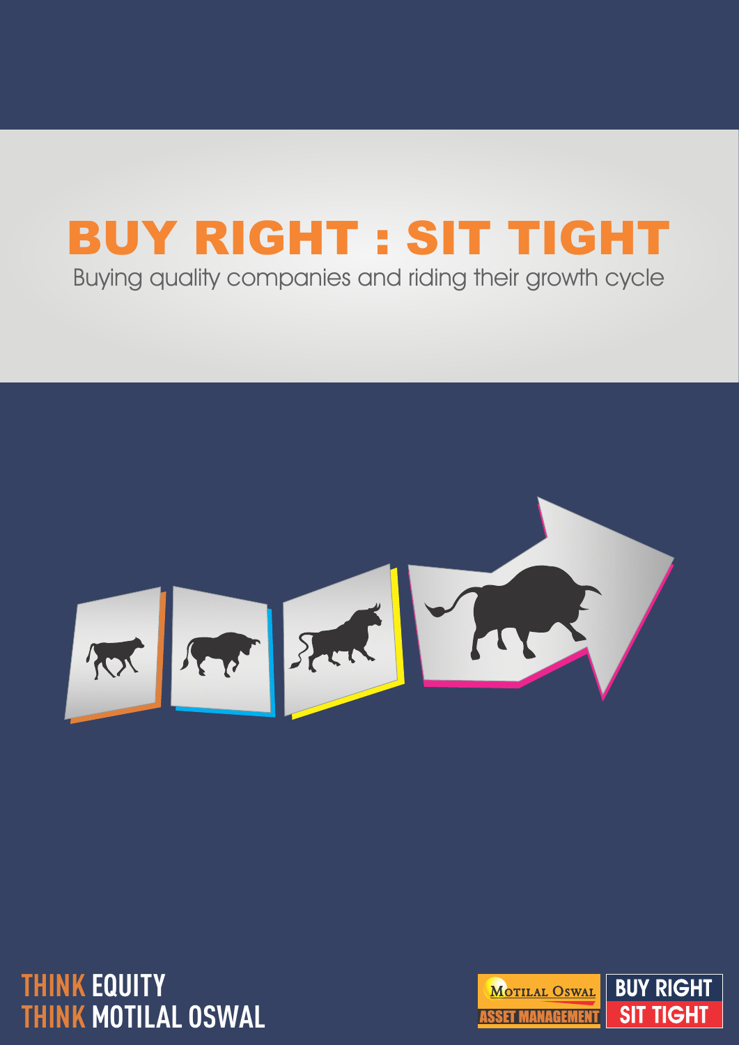# BUY RIGHT : SIT TIGHT

Buying quality companies and riding their growth cycle

THINK EQUITY
THINK MOTILAL OSWAL

MOTILAL OSWAL ASSET MANAGEMENT

BUY RIGHT SIT TIGHT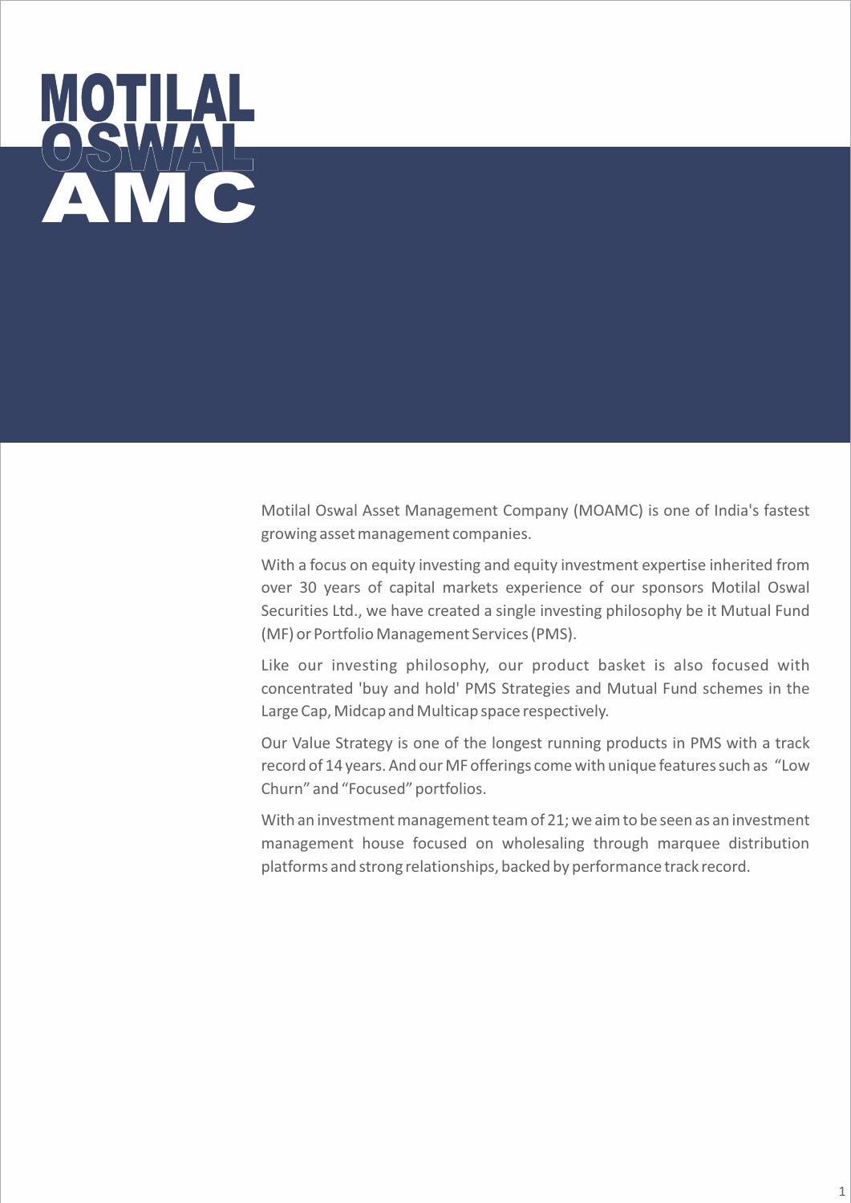# MOTILAL OSWAL AMC

Motilal Oswal Asset Management Company (MOAMC) is one of India's fastest growing asset management companies.

With a focus on equity investing and equity investment expertise inherited from over 30 years of capital markets experience of our sponsors Motilal Oswal Securities Ltd., we have created a single investing philosophy be it Mutual Fund (MF) or Portfolio Management Services (PMS).

Like our investing philosophy, our product basket is also focused with concentrated 'buy and hold' PMS Strategies and Mutual Fund schemes in the Large Cap, Midcap and Multicap space respectively.

Our Value Strategy is one of the longest running products in PMS with a track record of 14 years. And our MF offerings come with unique features such as "Low Churn" and "Focused" portfolios.

With an investment management team of 21; we aim to be seen as an investment management house focused on wholesaling through marquee distribution platforms and strong relationships, backed by performance track record.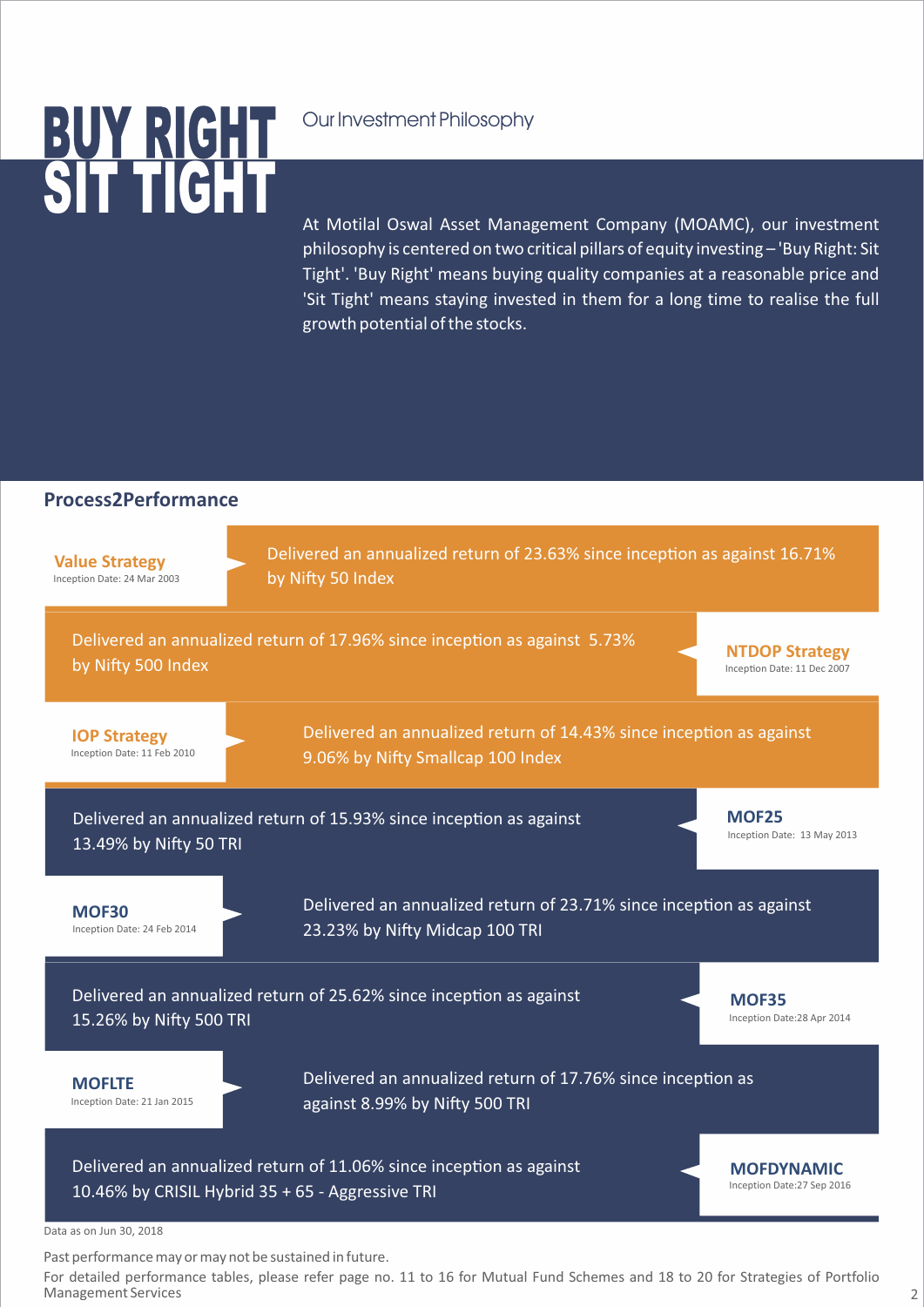# BUY RIGHT SIT TIGHT

Our Investment Philosophy

At Motilal Oswal Asset Management Company (MOAMC), our investment philosophy is centered on two critical pillars of equity investing – 'Buy Right: Sit Tight'. 'Buy Right' means buying quality companies at a reasonable price and 'Sit Tight' means staying invested in them for a long time to realise the full growth potential of the stocks.

## Process2Performance

**Value Strategy**
Inception Date: 24 Mar 2003

Delivered an annualized return of 23.63% since inception as against 16.71% by Nifty 50 Index

**NTDOP Strategy**
Inception Date: 11 Dec 2007

Delivered an annualized return of 17.96% since inception as against 5.73% by Nifty 500 Index

**IOP Strategy**
Inception Date: 11 Feb 2010

Delivered an annualized return of 14.43% since inception as against 9.06% by Nifty Smallcap 100 Index

**MOF25**
Inception Date: 13 May 2013

Delivered an annualized return of 15.93% since inception as against 13.49% by Nifty 50 TRI

**MOF30**
Inception Date: 24 Feb 2014

Delivered an annualized return of 23.71% since inception as against 23.23% by Nifty Midcap 100 TRI

**MOF35**
Inception Date:28 Apr 2014

Delivered an annualized return of 25.62% since inception as against 15.26% by Nifty 500 TRI

**MOFLTE**
Inception Date: 21 Jan 2015

Delivered an annualized return of 17.76% since inception as against 8.99% by Nifty 500 TRI

**MOFDYNAMIC**
Inception Date:27 Sep 2016

Delivered an annualized return of 11.06% since inception as against 10.46% by CRISIL Hybrid 35 + 65 - Aggressive TRI

Data as on Jun 30, 2018

Past performance may or may not be sustained in future.

For detailed performance tables, please refer page no. 11 to 16 for Mutual Fund Schemes and 18 to 20 for Strategies of Portfolio Management Services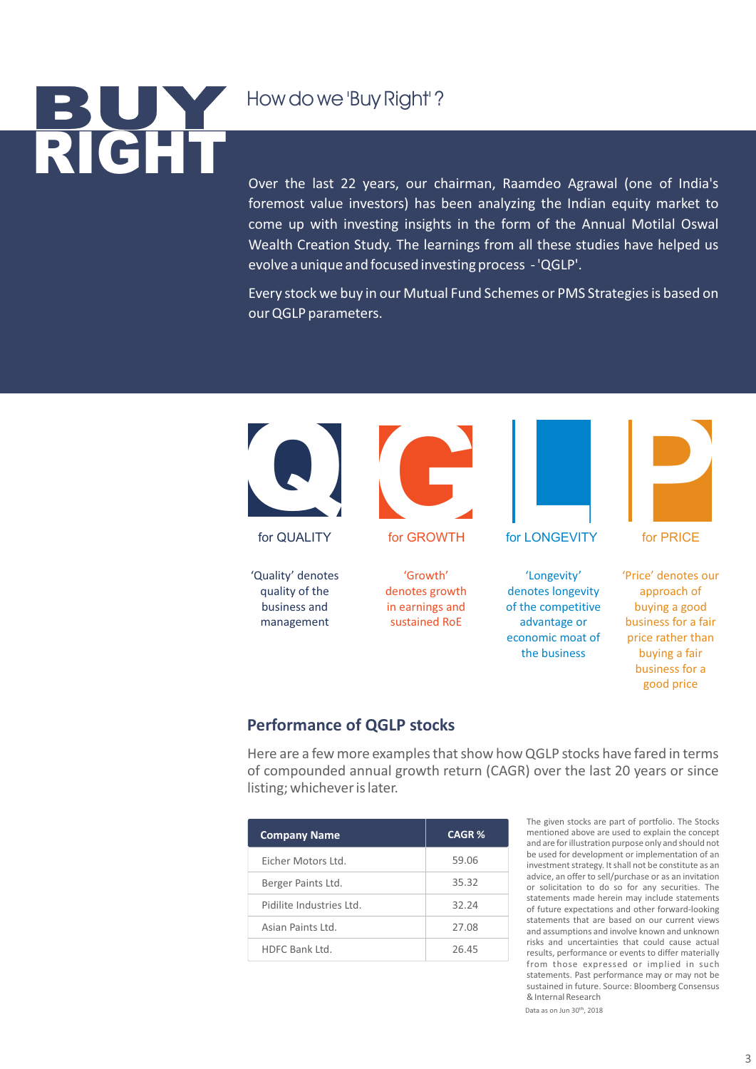# BUY RIGHT

## How do we 'Buy Right' ?

Over the last 22 years, our chairman, Raamdeo Agrawal (one of India's foremost value investors) has been analyzing the Indian equity market to come up with investing insights in the form of the Annual Motilal Oswal Wealth Creation Study. The learnings from all these studies have helped us evolve a unique and focused investing process - 'QGLP'.

Every stock we buy in our Mutual Fund Schemes or PMS Strategies is based on our QGLP parameters.

**Q** for QUALITY

'Quality' denotes quality of the business and management

**G** for GROWTH

'Growth' denotes growth in earnings and sustained RoE

**L** for LONGEVITY

'Longevity' denotes longevity of the competitive advantage or economic moat of the business

**P** for PRICE

'Price' denotes our approach of buying a good business for a fair price rather than buying a fair business for a good price

### Performance of QGLP stocks

Here are a few more examples that show how QGLP stocks have fared in terms of compounded annual growth return (CAGR) over the last 20 years or since listing; whichever is later.

| Company Name | CAGR % |
|---|---|
| Eicher Motors Ltd. | 59.06 |
| Berger Paints Ltd. | 35.32 |
| Pidilite Industries Ltd. | 32.24 |
| Asian Paints Ltd. | 27.08 |
| HDFC Bank Ltd. | 26.45 |

The given stocks are part of portfolio. The Stocks mentioned above are used to explain the concept and are for illustration purpose only and should not be used for development or implementation of an investment strategy. It shall not be constitute as an advice, an offer to sell/purchase or as an invitation or solicitation to do so for any securities. The statements made herein may include statements of future expectations and other forward-looking statements that are based on our current views and assumptions and involve known and unknown risks and uncertainties that could cause actual results, performance or events to differ materially from those expressed or implied in such statements. Past performance may or may not be sustained in future. Source: Bloomberg Consensus & Internal Research

Data as on Jun 30th, 2018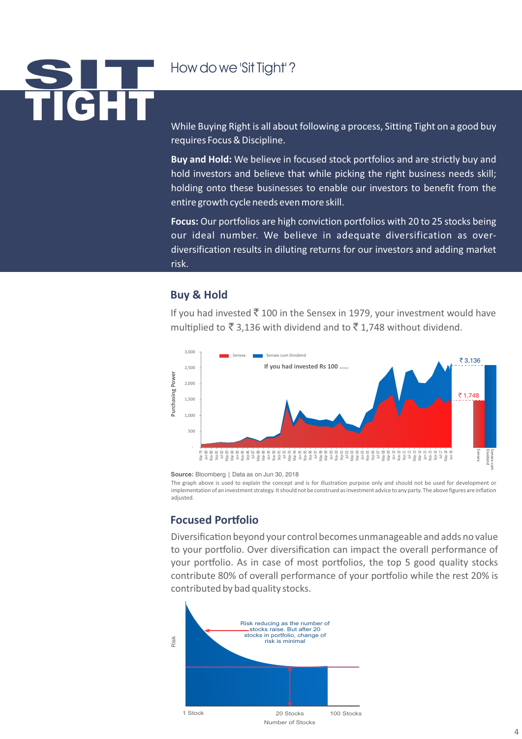# SIT TIGHT

## How do we 'Sit Tight' ?

While Buying Right is all about following a process, Sitting Tight on a good buy requires Focus & Discipline.

**Buy and Hold:** We believe in focused stock portfolios and are strictly buy and hold investors and believe that while picking the right business needs skill; holding onto these businesses to enable our investors to benefit from the entire growth cycle needs even more skill.

**Focus:** Our portfolios are high conviction portfolios with 20 to 25 stocks being our ideal number. We believe in adequate diversification as over-diversification results in diluting returns for our investors and adding market risk.

### Buy & Hold

If you had invested ₹ 100 in the Sensex in 1979, your investment would have multiplied to ₹ 3,136 with dividend and to ₹ 1,748 without dividend.

If you had invested Rs 100 .....

**Source:** Bloomberg | Data as on Jun 30, 2018

The graph above is used to explain the concept and is for illustration purpose only and should not be used for development or implementation of an investment strategy. It should not be construed as investment advice to any party. The above figures are inflation adjusted.

### Focused Portfolio

Diversification beyond your control becomes unmanageable and adds no value to your portfolio. Over diversification can impact the overall performance of your portfolio. As in case of most portfolios, the top 5 good quality stocks contribute 80% of overall performance of your portfolio while the rest 20% is contributed by bad quality stocks.

Risk reducing as the number of stocks raise. But after 20 stocks in portfolio, change of risk is minimal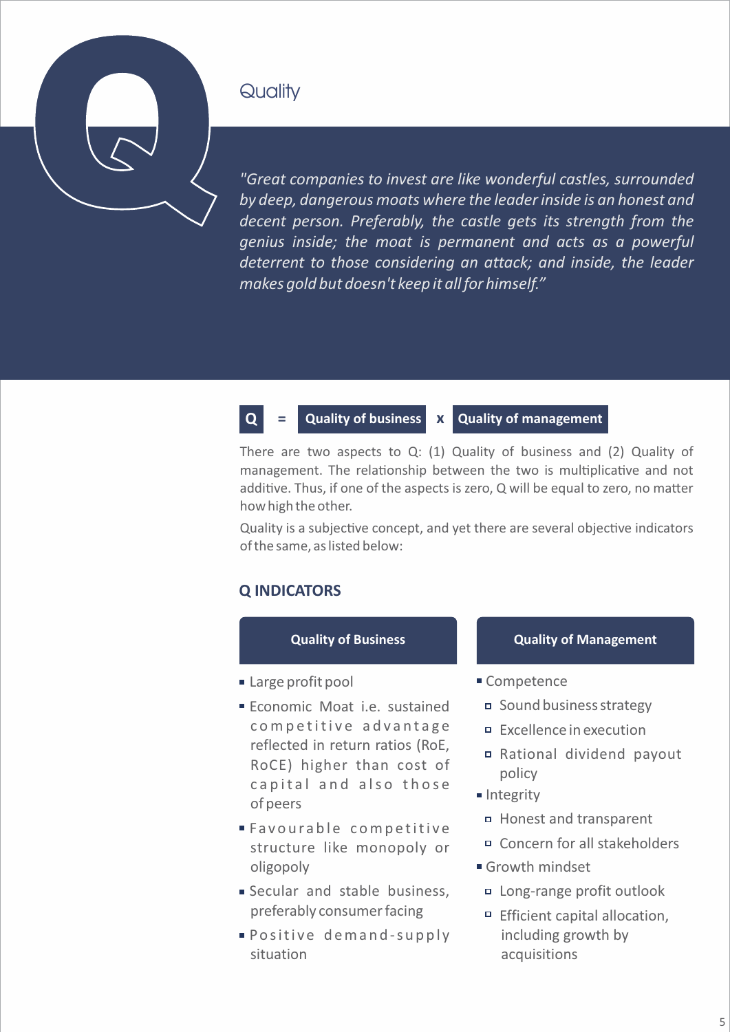# Quality

*"Great companies to invest are like wonderful castles, surrounded by deep, dangerous moats where the leader inside is an honest and decent person. Preferably, the castle gets its strength from the genius inside; the moat is permanent and acts as a powerful deterrent to those considering an attack; and inside, the leader makes gold but doesn't keep it all for himself."*

**Q = Quality of business x Quality of management**

There are two aspects to Q: (1) Quality of business and (2) Quality of management. The relationship between the two is multiplicative and not additive. Thus, if one of the aspects is zero, Q will be equal to zero, no matter how high the other.

Quality is a subjective concept, and yet there are several objective indicators of the same, as listed below:

## Q INDICATORS

### Quality of Business

- Large profit pool
- Economic Moat i.e. sustained competitive advantage reflected in return ratios (RoE, RoCE) higher than cost of capital and also those of peers
- Favourable competitive structure like monopoly or oligopoly
- Secular and stable business, preferably consumer facing
- Positive demand-supply situation

### Quality of Management

- Competence
  - Sound business strategy
  - Excellence in execution
  - Rational dividend payout policy
- Integrity
  - Honest and transparent
  - Concern for all stakeholders
- Growth mindset
  - Long-range profit outlook
  - Efficient capital allocation, including growth by acquisitions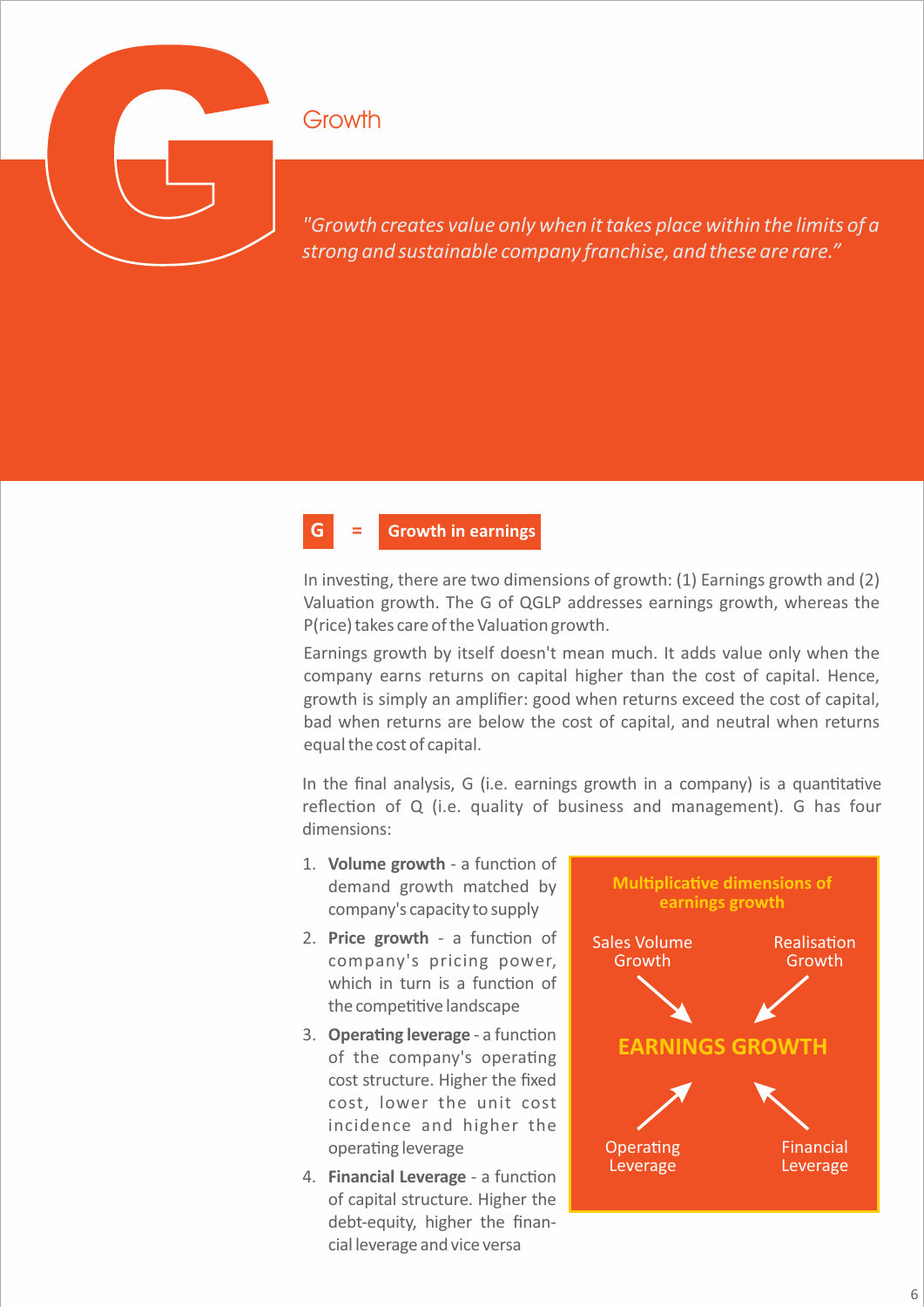# G

## Growth

*"Growth creates value only when it takes place within the limits of a strong and sustainable company franchise, and these are rare."*

**G = Growth in earnings**

In investing, there are two dimensions of growth: (1) Earnings growth and (2) Valuation growth. The G of QGLP addresses earnings growth, whereas the P(rice) takes care of the Valuation growth.

Earnings growth by itself doesn't mean much. It adds value only when the company earns returns on capital higher than the cost of capital. Hence, growth is simply an amplifier: good when returns exceed the cost of capital, bad when returns are below the cost of capital, and neutral when returns equal the cost of capital.

In the final analysis, G (i.e. earnings growth in a company) is a quantitative reflection of Q (i.e. quality of business and management). G has four dimensions:

1. **Volume growth** - a function of demand growth matched by company's capacity to supply
2. **Price growth** - a function of company's pricing power, which in turn is a function of the competitive landscape
3. **Operating leverage** - a function of the company's operating cost structure. Higher the fixed cost, lower the unit cost incidence and higher the operating leverage
4. **Financial Leverage** - a function of capital structure. Higher the debt-equity, higher the financial leverage and vice versa

**Multiplicative dimensions of earnings growth**

Sales Volume Growth → **EARNINGS GROWTH** ← Realisation Growth

Operating Leverage → **EARNINGS GROWTH** ← Financial Leverage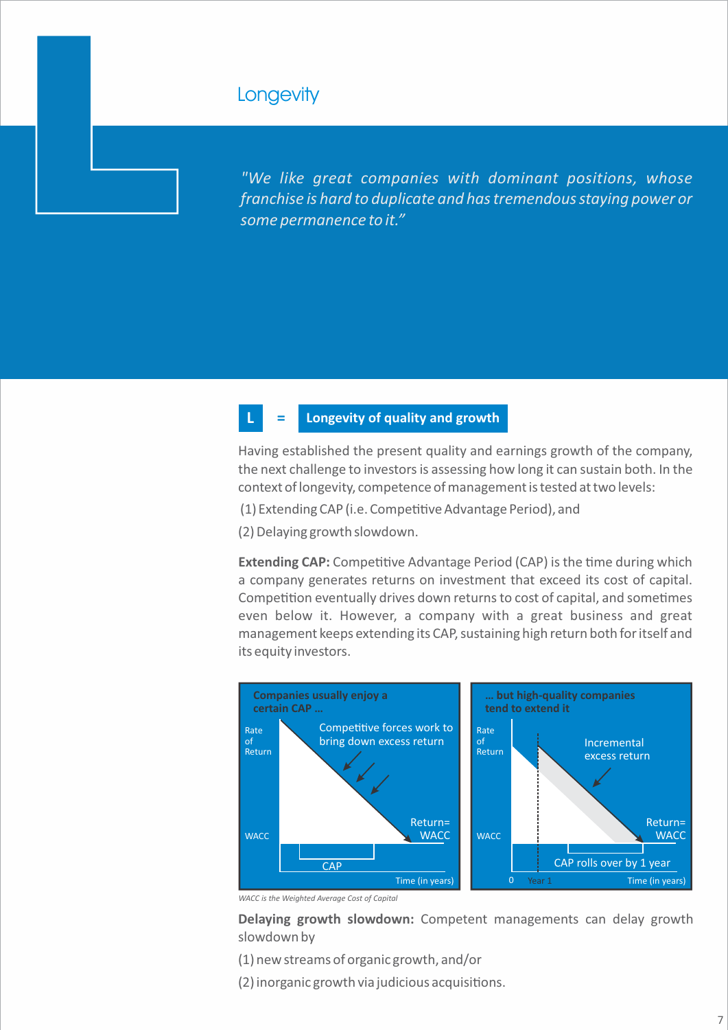# Longevity

*"We like great companies with dominant positions, whose franchise is hard to duplicate and has tremendous staying power or some permanence to it."*

## L = Longevity of quality and growth

Having established the present quality and earnings growth of the company, the next challenge to investors is assessing how long it can sustain both. In the context of longevity, competence of management is tested at two levels:

(1) Extending CAP (i.e. Competitive Advantage Period), and

(2) Delaying growth slowdown.

**Extending CAP:** Competitive Advantage Period (CAP) is the time during which a company generates returns on investment that exceed its cost of capital. Competition eventually drives down returns to cost of capital, and sometimes even below it. However, a company with a great business and great management keeps extending its CAP, sustaining high return both for itself and its equity investors.

**Companies usually enjoy a certain CAP ...**

Rate of Return; Competitive forces work to bring down excess return; Return= WACC; WACC; CAP; Time (in years)

**... but high-quality companies tend to extend it**

Rate of Return; Incremental excess return; Return= WACC; WACC; CAP rolls over by 1 year; 0; Year 1; Time (in years)

*WACC is the Weighted Average Cost of Capital*

**Delaying growth slowdown:** Competent managements can delay growth slowdown by

(1) new streams of organic growth, and/or

(2) inorganic growth via judicious acquisitions.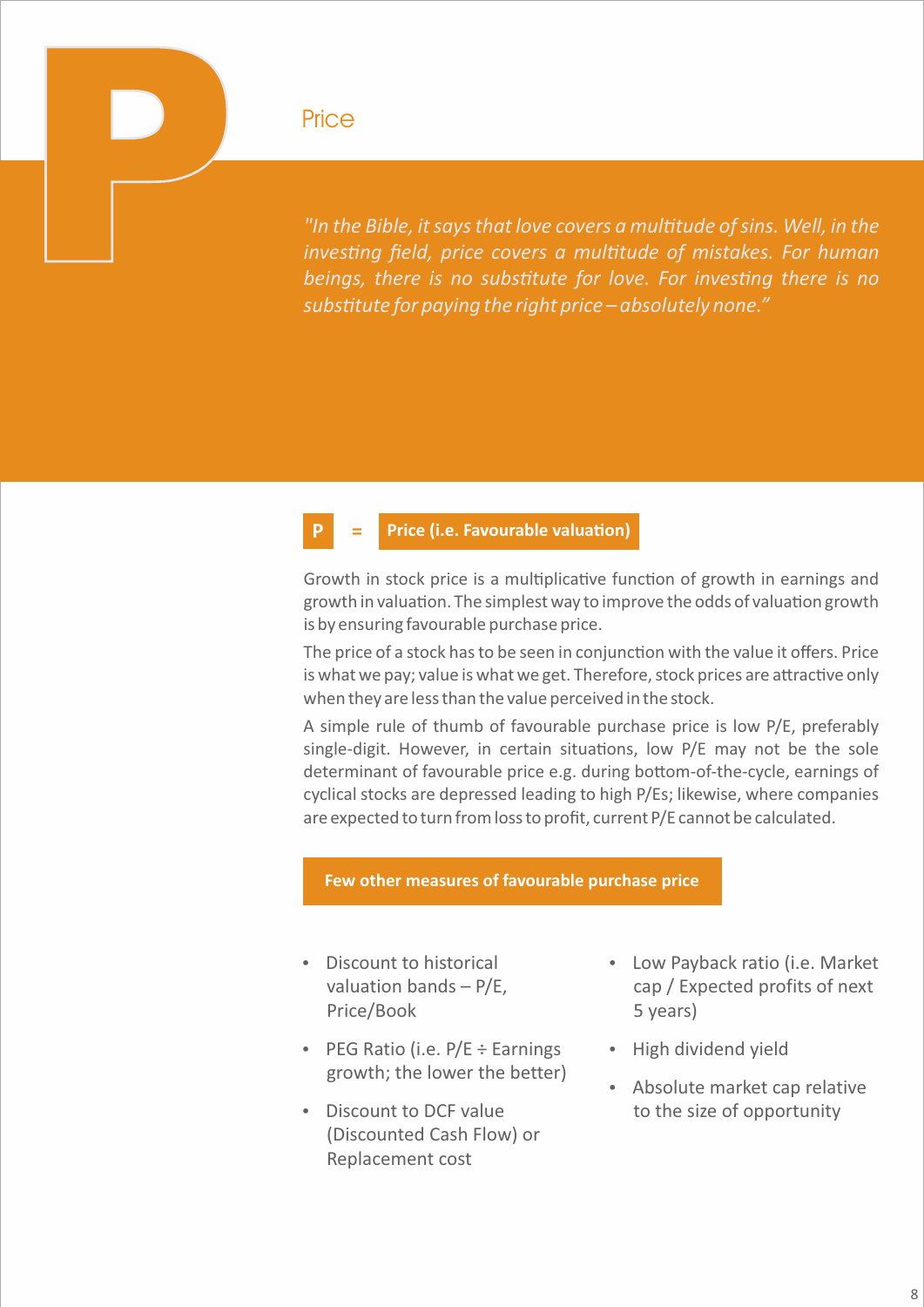# Price

*"In the Bible, it says that love covers a multitude of sins. Well, in the investing field, price covers a multitude of mistakes. For human beings, there is no substitute for love. For investing there is no substitute for paying the right price – absolutely none."*

## P = Price (i.e. Favourable valuation)

Growth in stock price is a multiplicative function of growth in earnings and growth in valuation. The simplest way to improve the odds of valuation growth is by ensuring favourable purchase price.

The price of a stock has to be seen in conjunction with the value it offers. Price is what we pay; value is what we get. Therefore, stock prices are attractive only when they are less than the value perceived in the stock.

A simple rule of thumb of favourable purchase price is low P/E, preferably single-digit. However, in certain situations, low P/E may not be the sole determinant of favourable price e.g. during bottom-of-the-cycle, earnings of cyclical stocks are depressed leading to high P/Es; likewise, where companies are expected to turn from loss to profit, current P/E cannot be calculated.

### Few other measures of favourable purchase price

- Discount to historical valuation bands – P/E, Price/Book
- PEG Ratio (i.e. P/E ÷ Earnings growth; the lower the better)
- Discount to DCF value (Discounted Cash Flow) or Replacement cost
- Low Payback ratio (i.e. Market cap / Expected profits of next 5 years)
- High dividend yield
- Absolute market cap relative to the size of opportunity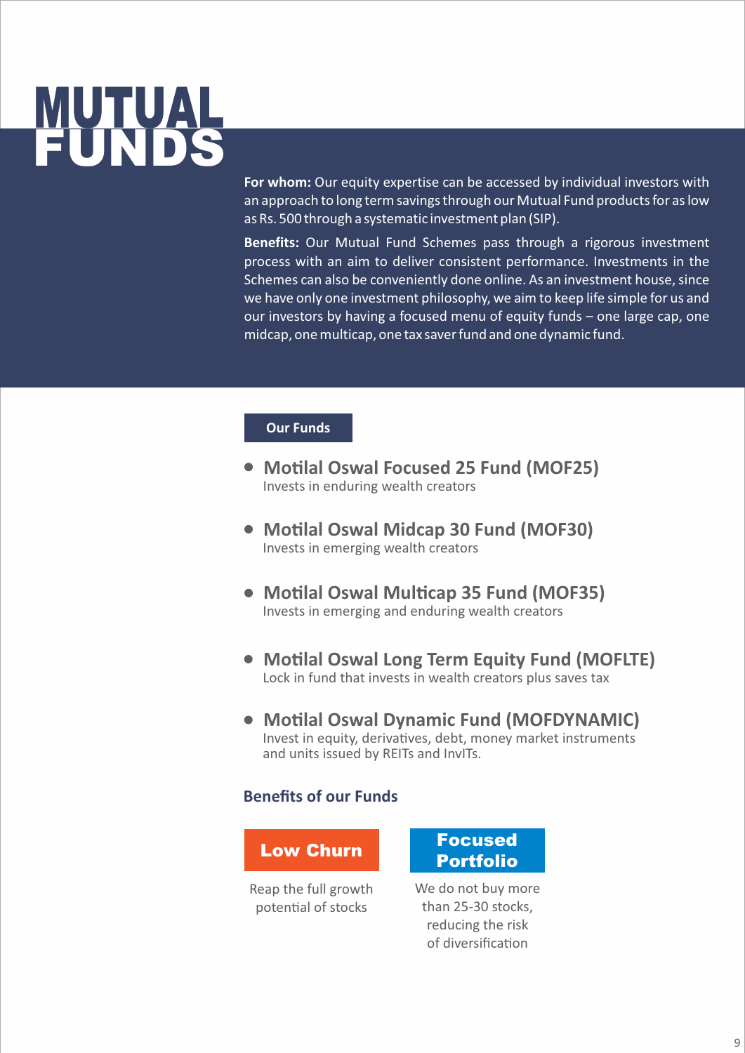# MUTUAL FUNDS

**For whom:** Our equity expertise can be accessed by individual investors with an approach to long term savings through our Mutual Fund products for as low as Rs. 500 through a systematic investment plan (SIP).

**Benefits:** Our Mutual Fund Schemes pass through a rigorous investment process with an aim to deliver consistent performance. Investments in the Schemes can also be conveniently done online. As an investment house, since we have only one investment philosophy, we aim to keep life simple for us and our investors by having a focused menu of equity funds – one large cap, one midcap, one multicap, one tax saver fund and one dynamic fund.

## Our Funds

- **Motilal Oswal Focused 25 Fund (MOF25)**
  Invests in enduring wealth creators
- **Motilal Oswal Midcap 30 Fund (MOF30)**
  Invests in emerging wealth creators
- **Motilal Oswal Multicap 35 Fund (MOF35)**
  Invests in emerging and enduring wealth creators
- **Motilal Oswal Long Term Equity Fund (MOFLTE)**
  Lock in fund that invests in wealth creators plus saves tax
- **Motilal Oswal Dynamic Fund (MOFDYNAMIC)**
  Invest in equity, derivatives, debt, money market instruments and units issued by REITs and InvITs.

### Benefits of our Funds

**Low Churn**

Reap the full growth potential of stocks

**Focused Portfolio**

We do not buy more than 25-30 stocks, reducing the risk of diversification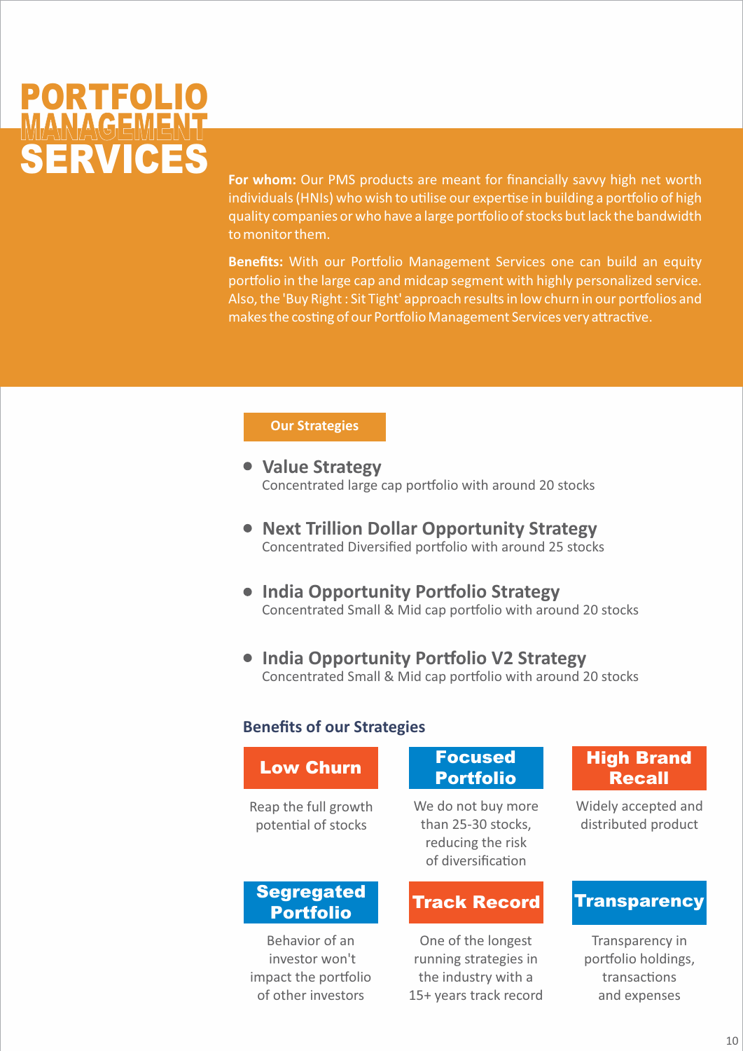# PORTFOLIO MANAGEMENT SERVICES

**For whom:** Our PMS products are meant for financially savvy high net worth individuals (HNIs) who wish to utilise our expertise in building a portfolio of high quality companies or who have a large portfolio of stocks but lack the bandwidth to monitor them.

**Benefits:** With our Portfolio Management Services one can build an equity portfolio in the large cap and midcap segment with highly personalized service. Also, the 'Buy Right : Sit Tight' approach results in low churn in our portfolios and makes the costing of our Portfolio Management Services very attractive.

## Our Strategies

- **Value Strategy**
  Concentrated large cap portfolio with around 20 stocks
- **Next Trillion Dollar Opportunity Strategy**
  Concentrated Diversified portfolio with around 25 stocks
- **India Opportunity Portfolio Strategy**
  Concentrated Small & Mid cap portfolio with around 20 stocks
- **India Opportunity Portfolio V2 Strategy**
  Concentrated Small & Mid cap portfolio with around 20 stocks

## Benefits of our Strategies

**Low Churn**
Reap the full growth potential of stocks

**Focused Portfolio**
We do not buy more than 25-30 stocks, reducing the risk of diversification

**High Brand Recall**
Widely accepted and distributed product

**Segregated Portfolio**
Behavior of an investor won't impact the portfolio of other investors

**Track Record**
One of the longest running strategies in the industry with a 15+ years track record

**Transparency**
Transparency in portfolio holdings, transactions and expenses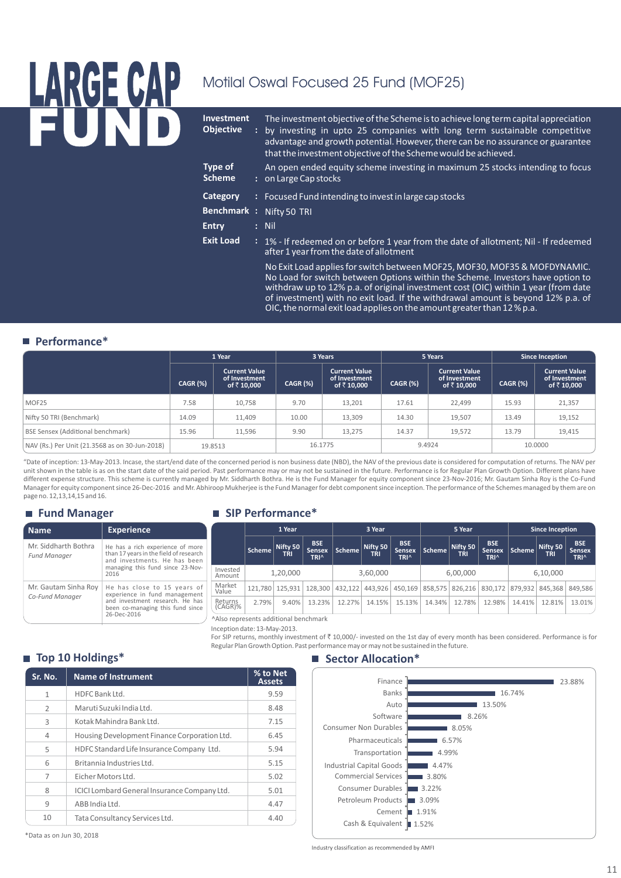# LARGE CAP FUND

## Motilal Oswal Focused 25 Fund (MOF25)

**Investment Objective** : The investment objective of the Scheme is to achieve long term capital appreciation by investing in upto 25 companies with long term sustainable competitive advantage and growth potential. However, there can be no assurance or guarantee that the investment objective of the Scheme would be achieved.

**Type of Scheme** : An open ended equity scheme investing in maximum 25 stocks intending to focus on Large Cap stocks

**Category** : Focused Fund intending to invest in large cap stocks

**Benchmark** : Nifty 50 TRI

**Entry** : Nil

**Exit Load** : 1% - If redeemed on or before 1 year from the date of allotment; Nil - If redeemed after 1 year from the date of allotment

No Exit Load applies for switch between MOF25, MOF30, MOF35 & MOFDYNAMIC. No Load for switch between Options within the Scheme. Investors have option to withdraw up to 12% p.a. of original investment cost (OIC) within 1 year (from date of investment) with no exit load. If the withdrawal amount is beyond 12% p.a. of OIC, the normal exit load applies on the amount greater than 12 % p.a.

## Performance*

| | 1 Year | | 3 Years | | 5 Years | | Since Inception | |
|---|---|---|---|---|---|---|---|---|
| | CAGR (%) | Current Value of Investment of ₹ 10,000 | CAGR (%) | Current Value of Investment of ₹ 10,000 | CAGR (%) | Current Value of Investment of ₹ 10,000 | CAGR (%) | Current Value of Investment of ₹ 10,000 |
| MOF25 | 7.58 | 10,758 | 9.70 | 13,201 | 17.61 | 22,499 | 15.93 | 21,357 |
| Nifty 50 TRI (Benchmark) | 14.09 | 11,409 | 10.00 | 13,309 | 14.30 | 19,507 | 13.49 | 19,152 |
| BSE Sensex (Additional benchmark) | 15.96 | 11,596 | 9.90 | 13,275 | 14.37 | 19,572 | 13.79 | 19,415 |
| NAV (Rs.) Per Unit (21.3568 as on 30-Jun-2018) | 19.8513 | | 16.1775 | | 9.4924 | | 10.0000 | |

"Date of inception: 13-May-2013. Incase, the start/end date of the concerned period is non business date (NBD), the NAV of the previous date is considered for computation of returns. The NAV per unit shown in the table is as on the start date of the said period. Past performance may or may not be sustained in the future. Performance is for Regular Plan Growth Option. Different plans have different expense structure. This scheme is currently managed by Mr. Siddharth Bothra. He is the Fund Manager for equity component since 23-Nov-2016; Mr. Gautam Sinha Roy is the Co-Fund Manager for equity component since 26-Dec-2016 and Mr. Abhiroop Mukherjee is the Fund Manager for debt component since inception. The performance of the Schemes managed by them are on page no. 12,13,14,15 and 16.

## Fund Manager

| Name | Experience |
|---|---|
| Mr. Siddharth Bothra *Fund Manager* | He has a rich experience of more than 17 years in the field of research and investments. He has been managing this fund since 23-Nov-2016 |
| Mr. Gautam Sinha Roy *Co-Fund Manager* | He has close to 15 years of experience in fund management and investment research. He has been co-managing this fund since 26-Dec-2016 |

## SIP Performance*

| | 1 Year | | | 3 Year | | | 5 Year | | | Since Inception | | |
|---|---|---|---|---|---|---|---|---|---|---|---|---|
| | Scheme | Nifty 50 TRI | BSE Sensex TRI^ | Scheme | Nifty 50 TRI | BSE Sensex TRI^ | Scheme | Nifty 50 TRI | BSE Sensex TRI^ | Scheme | Nifty 50 TRI | BSE Sensex TRI^ |
| Invested Amount | 1,20,000 | | | 3,60,000 | | | 6,00,000 | | | 6,10,000 | | |
| Market Value | 121,780 | 125,931 | 128,300 | 432,122 | 443,926 | 450,169 | 858,575 | 826,216 | 830,172 | 879,932 | 845,368 | 849,586 |
| Returns (CAGR)% | 2.79% | 9.40% | 13.23% | 12.27% | 14.15% | 15.13% | 14.34% | 12.78% | 12.98% | 14.41% | 12.81% | 13.01% |

^Also represents additional benchmark

Inception date: 13-May-2013.

For SIP returns, monthly investment of ₹ 10,000/- invested on the 1st day of every month has been considered. Performance is for Regular Plan Growth Option. Past performance may or may not be sustained in the future.

## Top 10 Holdings*

| Sr. No. | Name of Instrument | % to Net Assets |
|---|---|---|
| 1 | HDFC Bank Ltd. | 9.59 |
| 2 | Maruti Suzuki India Ltd. | 8.48 |
| 3 | Kotak Mahindra Bank Ltd. | 7.15 |
| 4 | Housing Development Finance Corporation Ltd. | 6.45 |
| 5 | HDFC Standard Life Insurance Company Ltd. | 5.94 |
| 6 | Britannia Industries Ltd. | 5.15 |
| 7 | Eicher Motors Ltd. | 5.02 |
| 8 | ICICI Lombard General Insurance Company Ltd. | 5.01 |
| 9 | ABB India Ltd. | 4.47 |
| 10 | Tata Consultancy Services Ltd. | 4.40 |

*Data as on Jun 30, 2018

## Sector Allocation*

| Sector | % |
|---|---|
| Finance | 23.88% |
| Banks | 16.74% |
| Auto | 13.50% |
| Software | 8.26% |
| Consumer Non Durables | 8.05% |
| Pharmaceuticals | 6.57% |
| Transportation | 4.99% |
| Industrial Capital Goods | 4.47% |
| Commercial Services | 3.80% |
| Consumer Durables | 3.22% |
| Petroleum Products | 3.09% |
| Cement | 1.91% |
| Cash & Equivalent | 1.52% |

Industry classification as recommended by AMFI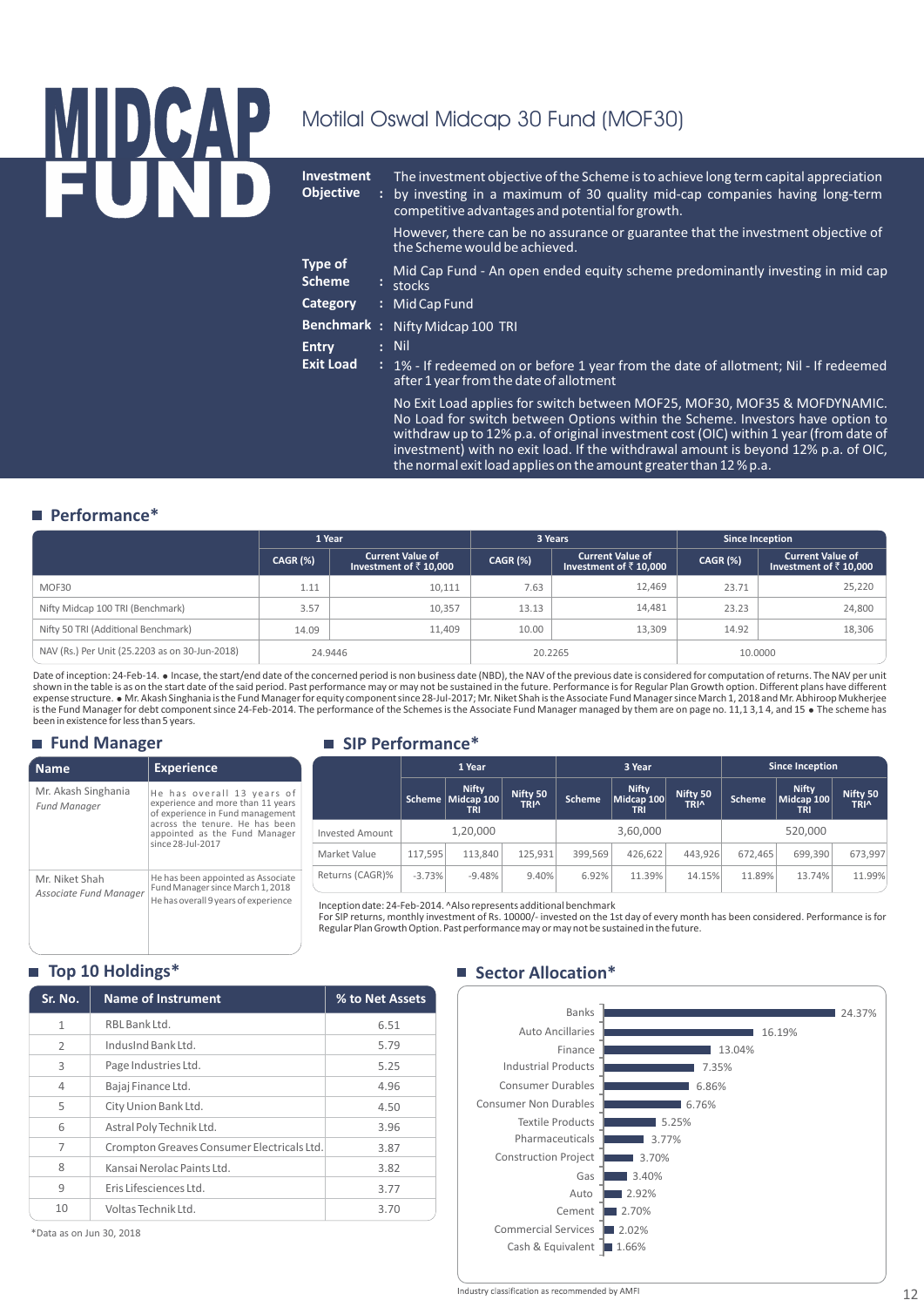# MIDCAP FUND

## Motilal Oswal Midcap 30 Fund (MOF30)

**Investment Objective** : The investment objective of the Scheme is to achieve long term capital appreciation by investing in a maximum of 30 quality mid-cap companies having long-term competitive advantages and potential for growth.

However, there can be no assurance or guarantee that the investment objective of the Scheme would be achieved.

**Type of Scheme** : Mid Cap Fund - An open ended equity scheme predominantly investing in mid cap stocks

**Category** : Mid Cap Fund

**Benchmark** : Nifty Midcap 100 TRI

**Entry** : Nil

**Exit Load** : 1% - If redeemed on or before 1 year from the date of allotment; Nil - If redeemed after 1 year from the date of allotment

No Exit Load applies for switch between MOF25, MOF30, MOF35 & MOFDYNAMIC. No Load for switch between Options within the Scheme. Investors have option to withdraw up to 12% p.a. of original investment cost (OIC) within 1 year (from date of investment) with no exit load. If the withdrawal amount is beyond 12% p.a. of OIC, the normal exit load applies on the amount greater than 12 % p.a.

### Performance*

| | 1 Year | | 3 Years | | Since Inception | |
|---|---|---|---|---|---|---|
| | CAGR (%) | Current Value of Investment of ₹ 10,000 | CAGR (%) | Current Value of Investment of ₹ 10,000 | CAGR (%) | Current Value of Investment of ₹ 10,000 |
| MOF30 | 1.11 | 10,111 | 7.63 | 12,469 | 23.71 | 25,220 |
| Nifty Midcap 100 TRI (Benchmark) | 3.57 | 10,357 | 13.13 | 14,481 | 23.23 | 24,800 |
| Nifty 50 TRI (Additional Benchmark) | 14.09 | 11,409 | 10.00 | 13,309 | 14.92 | 18,306 |
| NAV (Rs.) Per Unit (25.2203 as on 30-Jun-2018) | 24.9446 | | 20.2265 | | 10.0000 | |

Date of inception: 24-Feb-14. • Incase, the start/end date of the concerned period is non business date (NBD), the NAV of the previous date is considered for computation of returns. The NAV per unit shown in the table is as on the start date of the said period. Past performance may or may not be sustained in the future. Performance is for Regular Plan Growth option. Different plans have different expense structure. • Mr. Akash Singhania is the Fund Manager for equity component since 28-Jul-2017; Mr. Niket Shah is the Associate Fund Manager since March 1, 2018 and Mr. Abhiroop Mukherjee is the Fund Manager for debt component since 24-Feb-2014. The performance of the Schemes is the Associate Fund Manager managed by them are on page no. 11,1 3,1 4, and 15 • The scheme has been in existence for less than 5 years.

### Fund Manager

| Name | Experience |
|---|---|
| Mr. Akash Singhania *Fund Manager* | He has overall 13 years of experience and more than 11 years of experience in Fund management across the tenure. He has been appointed as the Fund Manager since 28-Jul-2017 |
| Mr. Niket Shah *Associate Fund Manager* | He has been appointed as Associate Fund Manager since March 1, 2018 He has overall 9 years of experience |

### SIP Performance*

| | 1 Year | | | 3 Year | | | Since Inception | | |
|---|---|---|---|---|---|---|---|---|---|
| | Scheme | Nifty Midcap 100 TRI | Nifty 50 TRI^ | Scheme | Nifty Midcap 100 TRI | Nifty 50 TRI^ | Scheme | Nifty Midcap 100 TRI | Nifty 50 TRI^ |
| Invested Amount | 1,20,000 | | | 3,60,000 | | | 520,000 | | |
| Market Value | 117,595 | 113,840 | 125,931 | 399,569 | 426,622 | 443,926 | 672,465 | 699,390 | 673,997 |
| Returns (CAGR)% | -3.73% | -9.48% | 9.40% | 6.92% | 11.39% | 14.15% | 11.89% | 13.74% | 11.99% |

Inception date: 24-Feb-2014. ^Also represents additional benchmark

For SIP returns, monthly investment of Rs. 10000/- invested on the 1st day of every month has been considered. Performance is for Regular Plan Growth Option. Past performance may or may not be sustained in the future.

### Top 10 Holdings*

| Sr. No. | Name of Instrument | % to Net Assets |
|---|---|---|
| 1 | RBL Bank Ltd. | 6.51 |
| 2 | IndusInd Bank Ltd. | 5.79 |
| 3 | Page Industries Ltd. | 5.25 |
| 4 | Bajaj Finance Ltd. | 4.96 |
| 5 | City Union Bank Ltd. | 4.50 |
| 6 | Astral Poly Technik Ltd. | 3.96 |
| 7 | Crompton Greaves Consumer Electricals Ltd. | 3.87 |
| 8 | Kansai Nerolac Paints Ltd. | 3.82 |
| 9 | Eris Lifesciences Ltd. | 3.77 |
| 10 | Voltas Technik Ltd. | 3.70 |

*Data as on Jun 30, 2018

### Sector Allocation*

| Sector | % |
|---|---|
| Banks | 24.37% |
| Auto Ancillaries | 16.19% |
| Finance | 13.04% |
| Industrial Products | 7.35% |
| Consumer Durables | 6.86% |
| Consumer Non Durables | 6.76% |
| Textile Products | 5.25% |
| Pharmaceuticals | 3.77% |
| Construction Project | 3.70% |
| Gas | 3.40% |
| Auto | 2.92% |
| Cement | 2.70% |
| Commercial Services | 2.02% |
| Cash & Equivalent | 1.66% |

Industry classification as recommended by AMFI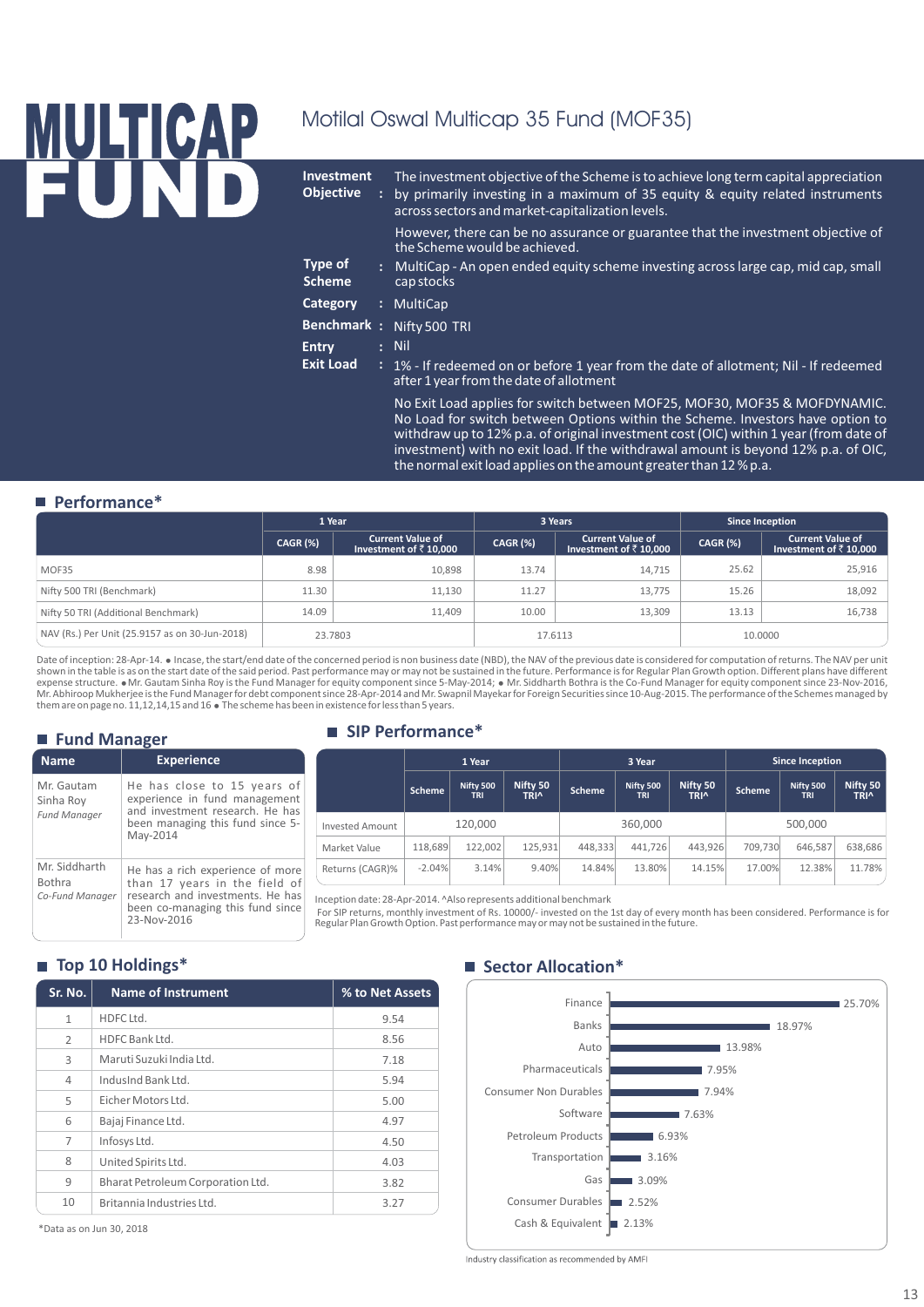# MULTICAP FUND

## Motilal Oswal Multicap 35 Fund (MOF35)

**Investment Objective** : The investment objective of the Scheme is to achieve long term capital appreciation by primarily investing in a maximum of 35 equity & equity related instruments across sectors and market-capitalization levels.

However, there can be no assurance or guarantee that the investment objective of the Scheme would be achieved.

**Type of Scheme** : MultiCap - An open ended equity scheme investing across large cap, mid cap, small cap stocks

**Category** : MultiCap

**Benchmark** : Nifty 500 TRI

**Entry** : Nil

**Exit Load** : 1% - If redeemed on or before 1 year from the date of allotment; Nil - If redeemed after 1 year from the date of allotment

No Exit Load applies for switch between MOF25, MOF30, MOF35 & MOFDYNAMIC. No Load for switch between Options within the Scheme. Investors have option to withdraw up to 12% p.a. of original investment cost (OIC) within 1 year (from date of investment) with no exit load. If the withdrawal amount is beyond 12% p.a. of OIC, the normal exit load applies on the amount greater than 12 % p.a.

### Performance*

| | 1 Year | | 3 Years | | Since Inception | |
|---|---|---|---|---|---|---|
| | CAGR (%) | Current Value of Investment of ₹ 10,000 | CAGR (%) | Current Value of Investment of ₹ 10,000 | CAGR (%) | Current Value of Investment of ₹ 10,000 |
| MOF35 | 8.98 | 10,898 | 13.74 | 14,715 | 25.62 | 25,916 |
| Nifty 500 TRI (Benchmark) | 11.30 | 11,130 | 11.27 | 13,775 | 15.26 | 18,092 |
| Nifty 50 TRI (Additional Benchmark) | 14.09 | 11,409 | 10.00 | 13,309 | 13.13 | 16,738 |
| NAV (Rs.) Per Unit (25.9157 as on 30-Jun-2018) | 23.7803 | | 17.6113 | | 10.0000 | |

Date of inception: 28-Apr-14. • Incase, the start/end date of the concerned period is non business date (NBD), the NAV of the previous date is considered for computation of returns. The NAV per unit shown in the table is as on the start date of the said period. Past performance may or may not be sustained in the future. Performance is for Regular Plan Growth option. Different plans have different expense structure. • Mr. Gautam Sinha Roy is the Fund Manager for equity component since 5-May-2014; • Mr. Siddharth Bothra is the Co-Fund Manager for equity component since 23-Nov-2016, Mr. Abhiroop Mukherjee is the Fund Manager for debt component since 28-Apr-2014 and Mr. Swapnil Mayekar for Foreign Securities since 10-Aug-2015. The performance of the Schemes managed by them are on page no. 11,12,14,15 and 16 • The scheme has been in existence for less than 5 years.

### Fund Manager

| Name | Experience |
|---|---|
| Mr. Gautam Sinha Roy *Fund Manager* | He has close to 15 years of experience in fund management and investment research. He has been managing this fund since 5-May-2014 |
| Mr. Siddharth Bothra *Co-Fund Manager* | He has a rich experience of more than 17 years in the field of research and investments. He has been co-managing this fund since 23-Nov-2016 |

### SIP Performance*

| | 1 Year | | | 3 Year | | | Since Inception | | |
|---|---|---|---|---|---|---|---|---|---|
| | Scheme | Nifty 500 TRI | Nifty 50 TRI^ | Scheme | Nifty 500 TRI | Nifty 50 TRI^ | Scheme | Nifty 500 TRI | Nifty 50 TRI^ |
| Invested Amount | 120,000 | | | 360,000 | | | 500,000 | | |
| Market Value | 118,689 | 122,002 | 125,931 | 448,333 | 441,726 | 443,926 | 709,730 | 646,587 | 638,686 |
| Returns (CAGR)% | -2.04% | 3.14% | 9.40% | 14.84% | 13.80% | 14.15% | 17.00% | 12.38% | 11.78% |

Inception date: 28-Apr-2014. ^Also represents additional benchmark

For SIP returns, monthly investment of Rs. 10000/- invested on the 1st day of every month has been considered. Performance is for Regular Plan Growth Option. Past performance may or may not be sustained in the future.

### Top 10 Holdings*

| Sr. No. | Name of Instrument | % to Net Assets |
|---|---|---|
| 1 | HDFC Ltd. | 9.54 |
| 2 | HDFC Bank Ltd. | 8.56 |
| 3 | Maruti Suzuki India Ltd. | 7.18 |
| 4 | IndusInd Bank Ltd. | 5.94 |
| 5 | Eicher Motors Ltd. | 5.00 |
| 6 | Bajaj Finance Ltd. | 4.97 |
| 7 | Infosys Ltd. | 4.50 |
| 8 | United Spirits Ltd. | 4.03 |
| 9 | Bharat Petroleum Corporation Ltd. | 3.82 |
| 10 | Britannia Industries Ltd. | 3.27 |

*Data as on Jun 30, 2018

### Sector Allocation*

| Sector | % |
|---|---|
| Finance | 25.70% |
| Banks | 18.97% |
| Auto | 13.98% |
| Pharmaceuticals | 7.95% |
| Consumer Non Durables | 7.94% |
| Software | 7.63% |
| Petroleum Products | 6.93% |
| Transportation | 3.16% |
| Gas | 3.09% |
| Consumer Durables | 2.52% |
| Cash & Equivalent | 2.13% |

Industry classification as recommended by AMFI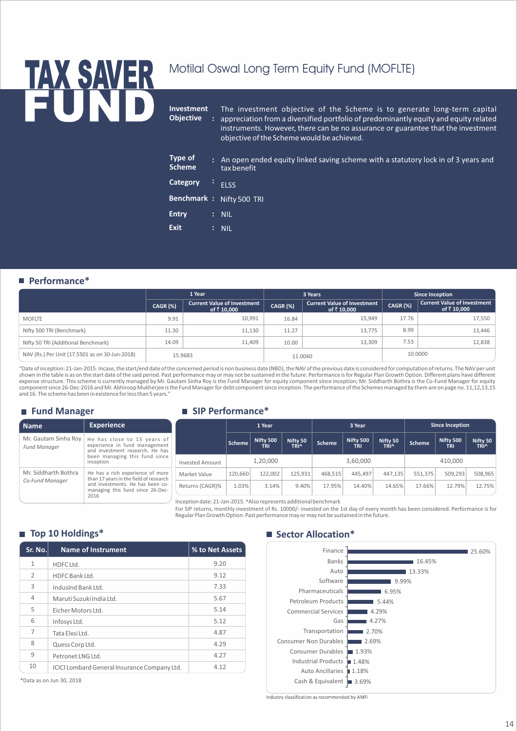# TAX SAVER FUND

## Motilal Oswal Long Term Equity Fund (MOFLTE)

**Investment Objective** : The investment objective of the Scheme is to generate long-term capital appreciation from a diversified portfolio of predominantly equity and equity related instruments. However, there can be no assurance or guarantee that the investment objective of the Scheme would be achieved.

**Type of Scheme** : An open ended equity linked saving scheme with a statutory lock in of 3 years and tax benefit

**Category** : ELSS

**Benchmark** : Nifty 500 TRI

**Entry** : NIL

**Exit** : NIL

## Performance*

| | 1 Year | | 3 Years | | Since Inception | |
|---|---|---|---|---|---|---|
| | CAGR (%) | Current Value of Investment of ₹ 10,000 | CAGR (%) | Current Value of Investment of ₹ 10,000 | CAGR (%) | Current Value of Investment of ₹ 10,000 |
| MOFLTE | 9.91 | 10,991 | 16.84 | 15,949 | 17.76 | 17,550 |
| Nifty 500 TRI (Benchmark) | 11.30 | 11,130 | 11.27 | 13,775 | 8.99 | 13,446 |
| Nifty 50 TRI (Additional Benchmark) | 14.09 | 11,409 | 10.00 | 13,309 | 7.53 | 12,838 |
| NAV (Rs.) Per Unit (17.5501 as on 30-Jun-2018) | 15.9683 | | 11.0040 | | 10.0000 | |

"Date of inception: 21-Jan-2015. Incase, the start/end date of the concerned period is non business date (NBD), the NAV of the previous date is considered for computation of returns. The NAV per unit shown in the table is as on the start date of the said period. Past performance may or may not be sustained in the future. Performance is for Regular Plan Growth Option. Different plans have different expense structure. This scheme is currently managed by Mr. Gautam Sinha Roy is the Fund Manager for equity component since inception; Mr. Siddharth Bothra is the Co-Fund Manager for equity component since 26-Dec-2016 and Mr. Abhiroop Mukherjee is the Fund Manager for debt component since inception. The performance of the Schemes managed by them are on page no. 11,12,13,15 and 16. The scheme has been in existence for less than 5 years."

## Fund Manager

| Name | Experience |
|---|---|
| Mr. Gautam Sinha Roy *Fund Manager* | He has close to 15 years of experience in fund management and investment research. He has been managing this fund since inception |
| Mr. Siddharth Bothra *Co-Fund Manager* | He has a rich experience of more than 17 years in the field of research and investments. He has been co-managing this fund since 26-Dec-2016 |

## SIP Performance*

| | 1 Year | | | 3 Year | | | Since Inception | | |
|---|---|---|---|---|---|---|---|---|---|
| | Scheme | Nifty 500 TRI | Nifty 50 TRI^ | Scheme | Nifty 500 TRI | Nifty 50 TRI^ | Scheme | Nifty 500 TRI | Nifty 50 TRI^ |
| Invested Amount | 1,20,000 | | | 3,60,000 | | | 410,000 | | |
| Market Value | 120,660 | 122,002 | 125,931 | 468,515 | 445,497 | 447,135 | 551,375 | 509,293 | 508,965 |
| Returns (CAGR)% | 1.03% | 3.14% | 9.40% | 17.95% | 14.40% | 14.65% | 17.66% | 12.79% | 12.75% |

Inception date: 21-Jan-2015. ^Also represents additional benchmark

For SIP returns, monthly investment of Rs. 10000/- invested on the 1st day of every month has been considered. Performance is for Regular Plan Growth Option. Past performance may or may not be sustained in the future.

## Top 10 Holdings*

| Sr. No. | Name of Instrument | % to Net Assets |
|---|---|---|
| 1 | HDFC Ltd. | 9.20 |
| 2 | HDFC Bank Ltd. | 9.12 |
| 3 | IndusInd Bank Ltd. | 7.33 |
| 4 | Maruti Suzuki India Ltd. | 5.67 |
| 5 | Eicher Motors Ltd. | 5.14 |
| 6 | Infosys Ltd. | 5.12 |
| 7 | Tata Elxsi Ltd. | 4.87 |
| 8 | Quess Corp Ltd. | 4.29 |
| 9 | Petronet LNG Ltd. | 4.27 |
| 10 | ICICI Lombard General Insurance Company Ltd. | 4.12 |

*Data as on Jun 30, 2018

## Sector Allocation*

| Sector | % |
|---|---|
| Finance | 25.60% |
| Banks | 16.45% |
| Auto | 13.33% |
| Software | 9.99% |
| Pharmaceuticals | 6.95% |
| Petroleum Products | 5.44% |
| Commercial Services | 4.29% |
| Gas | 4.27% |
| Transportation | 2.70% |
| Consumer Non Durables | 2.69% |
| Consumer Durables | 1.93% |
| Industrial Products | 1.48% |
| Auto Ancillaries | 1.18% |
| Cash & Equivalent | 3.69% |

Industry classification as recommended by AMFI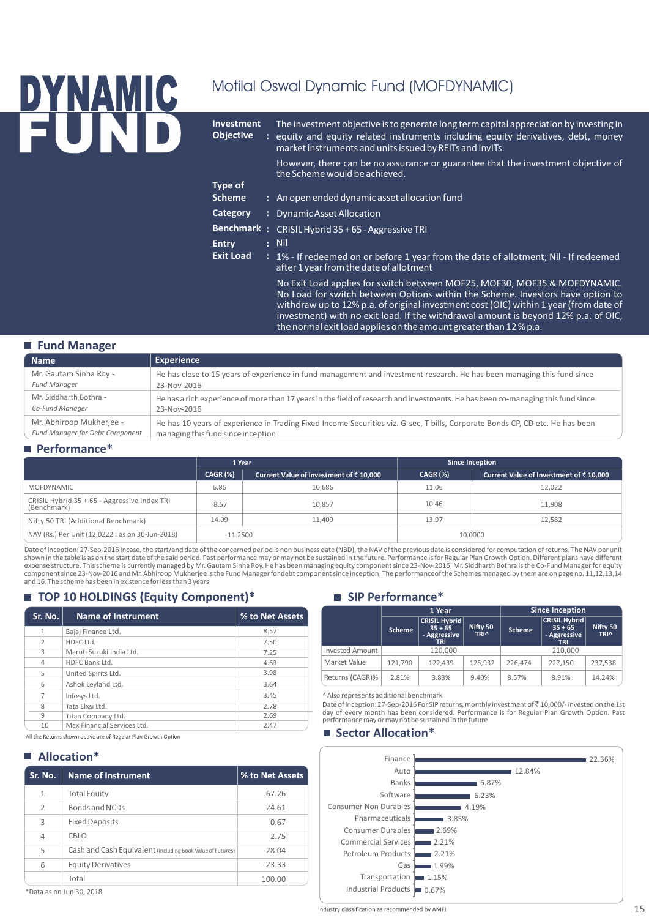# DYNAMIC FUND

## Motilal Oswal Dynamic Fund (MOFDYNAMIC)

**Investment Objective** : The investment objective is to generate long term capital appreciation by investing in equity and equity related instruments including equity derivatives, debt, money market instruments and units issued by REITs and InvITs.

However, there can be no assurance or guarantee that the investment objective of the Scheme would be achieved.

**Type of Scheme** : An open ended dynamic asset allocation fund

**Category** : Dynamic Asset Allocation

**Benchmark** : CRISIL Hybrid 35 + 65 - Aggressive TRI

**Entry** : Nil

**Exit Load** : 1% - If redeemed on or before 1 year from the date of allotment; Nil - If redeemed after 1 year from the date of allotment

No Exit Load applies for switch between MOF25, MOF30, MOF35 & MOFDYNAMIC. No Load for switch between Options within the Scheme. Investors have option to withdraw up to 12% p.a. of original investment cost (OIC) within 1 year (from date of investment) with no exit load. If the withdrawal amount is beyond 12% p.a. of OIC, the normal exit load applies on the amount greater than 12 % p.a.

## Fund Manager

| Name | Experience |
|---|---|
| Mr. Gautam Sinha Roy - *Fund Manager* | He has close to 15 years of experience in fund management and investment research. He has been managing this fund since 23-Nov-2016 |
| Mr. Siddharth Bothra - *Co-Fund Manager* | He has a rich experience of more than 17 years in the field of research and investments. He has been co-managing this fund since 23-Nov-2016 |
| Mr. Abhiroop Mukherjee - *Fund Manager for Debt Component* | He has 10 years of experience in Trading Fixed Income Securities viz. G-sec, T-bills, Corporate Bonds CP, CD etc. He has been managing this fund since inception |

## Performance*

| | 1 Year | | Since Inception | |
|---|---|---|---|---|
| | CAGR (%) | Current Value of Investment of ₹ 10,000 | CAGR (%) | Current Value of Investment of ₹ 10,000 |
| MOFDYNAMIC | 6.86 | 10,686 | 11.06 | 12,022 |
| CRISIL Hybrid 35 + 65 - Aggressive Index TRI (Benchmark) | 8.57 | 10,857 | 10.46 | 11,908 |
| Nifty 50 TRI (Additional Benchmark) | 14.09 | 11,409 | 13.97 | 12,582 |
| NAV (Rs.) Per Unit (12.0222 : as on 30-Jun-2018) | 11.2500 | | 10.0000 | |

Date of inception: 27-Sep-2016 Incase, the start/end date of the concerned period is non business date (NBD), the NAV of the previous date is considered for computation of returns. The NAV per unit shown in the table is as on the start date of the said period. Past performance may or may not be sustained in the future. Performance is for Regular Plan Growth Option. Different plans have different expense structure. This scheme is currently managed by Mr. Gautam Sinha Roy. He has been managing equity component since 23-Nov-2016; Mr. Siddharth Bothra is the Co-Fund Manager for equity component since 23-Nov-2016 and Mr. Abhiroop Mukherjee is the Fund Manager for debt component since inception. The performanceof the Schemes managed by them are on page no. 11,12,13,14 and 16. The scheme has been in existence for less than 3 years

## TOP 10 HOLDINGS (Equity Component)*

| Sr. No. | Name of Instrument | % to Net Assets |
|---|---|---|
| 1 | Bajaj Finance Ltd. | 8.57 |
| 2 | HDFC Ltd. | 7.50 |
| 3 | Maruti Suzuki India Ltd. | 7.25 |
| 4 | HDFC Bank Ltd. | 4.63 |
| 5 | United Spirits Ltd. | 3.98 |
| 6 | Ashok Leyland Ltd. | 3.64 |
| 7 | Infosys Ltd. | 3.45 |
| 8 | Tata Elxsi Ltd. | 2.78 |
| 9 | Titan Company Ltd. | 2.69 |
| 10 | Max Financial Services Ltd. | 2.47 |

All the Returns shown above are of Regular Plan Growth Option

## Allocation*

| Sr. No. | Name of Instrument | % to Net Assets |
|---|---|---|
| 1 | Total Equity | 67.26 |
| 2 | Bonds and NCDs | 24.61 |
| 3 | Fixed Deposits | 0.67 |
| 4 | CBLO | 2.75 |
| 5 | Cash and Cash Equivalent (including Book Value of Futures) | 28.04 |
| 6 | Equity Derivatives | -23.33 |
| | Total | 100.00 |

*Data as on Jun 30, 2018

## SIP Performance*

| | 1 Year | | | Since Inception | | |
|---|---|---|---|---|---|---|
| | Scheme | CRISIL Hybrid 35 + 65 - Aggressive TRI | Nifty 50 TRI^ | Scheme | CRISIL Hybrid 35 + 65 - Aggressive TRI | Nifty 50 TRI^ |
| Invested Amount | 120,000 | | | 210,000 | | |
| Market Value | 121,790 | 122,439 | 125,932 | 226,474 | 227,150 | 237,538 |
| Returns (CAGR)% | 2.81% | 3.83% | 9.40% | 8.57% | 8.91% | 14.24% |

^ Also represents additional benchmark

Date of inception: 27-Sep-2016 For SIP returns, monthly investment of ₹ 10,000/- invested on the 1st day of every month has been considered. Performance is for Regular Plan Growth Option. Past performance may or may not be sustained in the future.

## Sector Allocation*

| Sector | % |
|---|---|
| Finance | 22.36% |
| Auto | 12.84% |
| Banks | 6.87% |
| Software | 6.23% |
| Consumer Non Durables | 4.19% |
| Pharmaceuticals | 3.85% |
| Consumer Durables | 2.69% |
| Commercial Services | 2.21% |
| Petroleum Products | 2.21% |
| Gas | 1.99% |
| Transportation | 1.15% |
| Industrial Products | 0.67% |

Industry classification as recommended by AMFI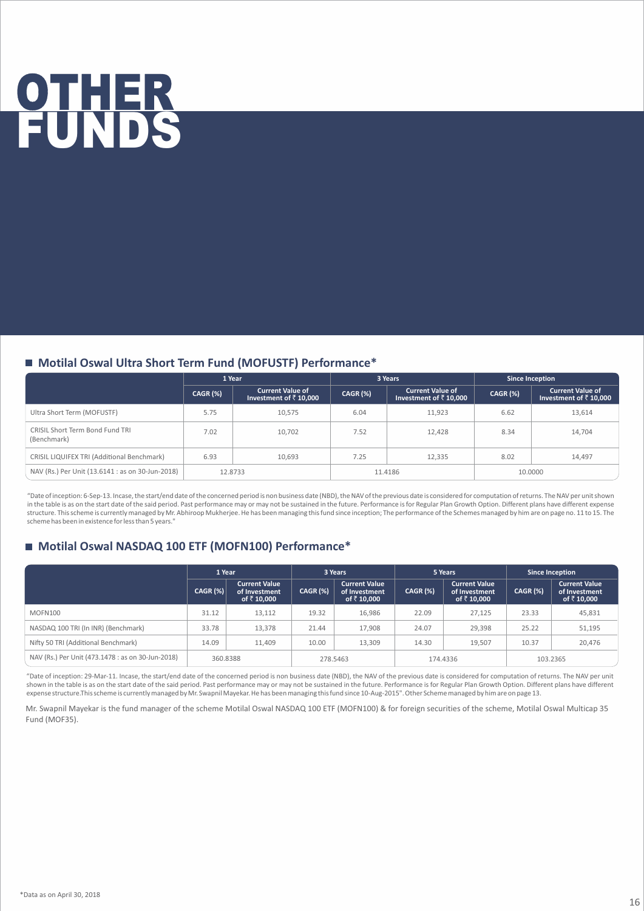# OTHER FUNDS

## Motilal Oswal Ultra Short Term Fund (MOFUSTF) Performance*

| | 1 Year | | 3 Years | | Since Inception | |
|---|---|---|---|---|---|---|
| | CAGR (%) | Current Value of Investment of ₹ 10,000 | CAGR (%) | Current Value of Investment of ₹ 10,000 | CAGR (%) | Current Value of Investment of ₹ 10,000 |
| Ultra Short Term (MOFUSTF) | 5.75 | 10,575 | 6.04 | 11,923 | 6.62 | 13,614 |
| CRISIL Short Term Bond Fund TRI (Benchmark) | 7.02 | 10,702 | 7.52 | 12,428 | 8.34 | 14,704 |
| CRISIL LIQUIFEX TRI (Additional Benchmark) | 6.93 | 10,693 | 7.25 | 12,335 | 8.02 | 14,497 |
| NAV (Rs.) Per Unit (13.6141 : as on 30-Jun-2018) | 12.8733 | | 11.4186 | | 10.0000 | |

"Date of inception: 6-Sep-13. Incase, the start/end date of the concerned period is non business date (NBD), the NAV of the previous date is considered for computation of returns. The NAV per unit shown in the table is as on the start date of the said period. Past performance may or may not be sustained in the future. Performance is for Regular Plan Growth Option. Different plans have different expense structure. This scheme is currently managed by Mr. Abhiroop Mukherjee. He has been managing this fund since inception; The performance of the Schemes managed by him are on page no. 11 to 15. The scheme has been in existence for less than 5 years."

## Motilal Oswal NASDAQ 100 ETF (MOFN100) Performance*

| | 1 Year | | 3 Years | | 5 Years | | Since Inception | |
|---|---|---|---|---|---|---|---|---|
| | CAGR (%) | Current Value of Investment of ₹ 10,000 | CAGR (%) | Current Value of Investment of ₹ 10,000 | CAGR (%) | Current Value of Investment of ₹ 10,000 | CAGR (%) | Current Value of Investment of ₹ 10,000 |
| MOFN100 | 31.12 | 13,112 | 19.32 | 16,986 | 22.09 | 27,125 | 23.33 | 45,831 |
| NASDAQ 100 TRI (In INR) (Benchmark) | 33.78 | 13,378 | 21.44 | 17,908 | 24.07 | 29,398 | 25.22 | 51,195 |
| Nifty 50 TRI (Additional Benchmark) | 14.09 | 11,409 | 10.00 | 13,309 | 14.30 | 19,507 | 10.37 | 20,476 |
| NAV (Rs.) Per Unit (473.1478 : as on 30-Jun-2018) | 360.8388 | | 278.5463 | | 174.4336 | | 103.2365 | |

"Date of inception: 29-Mar-11. Incase, the start/end date of the concerned period is non business date (NBD), the NAV of the previous date is considered for computation of returns. The NAV per unit shown in the table is as on the start date of the said period. Past performance may or may not be sustained in the future. Performance is for Regular Plan Growth Option. Different plans have different expense structure.This scheme is currently managed by Mr. Swapnil Mayekar. He has been managing this fund since 10-Aug-2015". Other Scheme managed by him are on page 13.

Mr. Swapnil Mayekar is the fund manager of the scheme Motilal Oswal NASDAQ 100 ETF (MOFN100) & for foreign securities of the scheme, Motilal Oswal Multicap 35 Fund (MOF35).

*Data as on April 30, 2018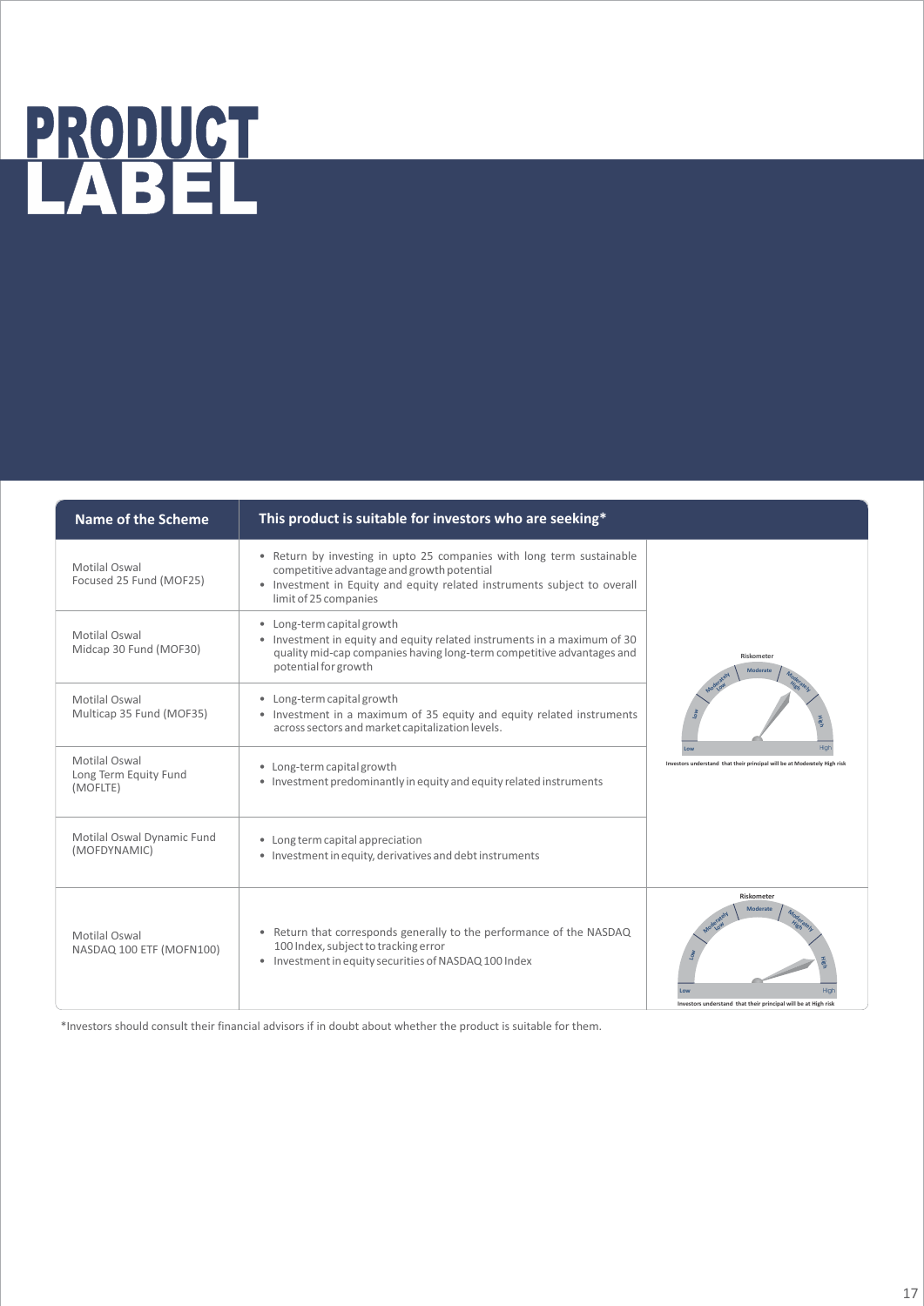# PRODUCT LABEL

| Name of the Scheme | This product is suitable for investors who are seeking* | |
|---|---|---|
| Motilal Oswal Focused 25 Fund (MOF25) | • Return by investing in upto 25 companies with long term sustainable competitive advantage and growth potential<br>• Investment in Equity and equity related instruments subject to overall limit of 25 companies | Riskometer<br>Investors understand that their principal will be at Moderately High risk |
| Motilal Oswal Midcap 30 Fund (MOF30) | • Long-term capital growth<br>• Investment in equity and equity related instruments in a maximum of 30 quality mid-cap companies having long-term competitive advantages and potential for growth | |
| Motilal Oswal Multicap 35 Fund (MOF35) | • Long-term capital growth<br>• Investment in a maximum of 35 equity and equity related instruments across sectors and market capitalization levels. | |
| Motilal Oswal Long Term Equity Fund (MOFLTE) | • Long-term capital growth<br>• Investment predominantly in equity and equity related instruments | |
| Motilal Oswal Dynamic Fund (MOFDYNAMIC) | • Long term capital appreciation<br>• Investment in equity, derivatives and debt instruments | |
| Motilal Oswal NASDAQ 100 ETF (MOFN100) | • Return that corresponds generally to the performance of the NASDAQ 100 Index, subject to tracking error<br>• Investment in equity securities of NASDAQ 100 Index | Riskometer<br>Investors understand that their principal will be at High risk |

*Investors should consult their financial advisors if in doubt about whether the product is suitable for them.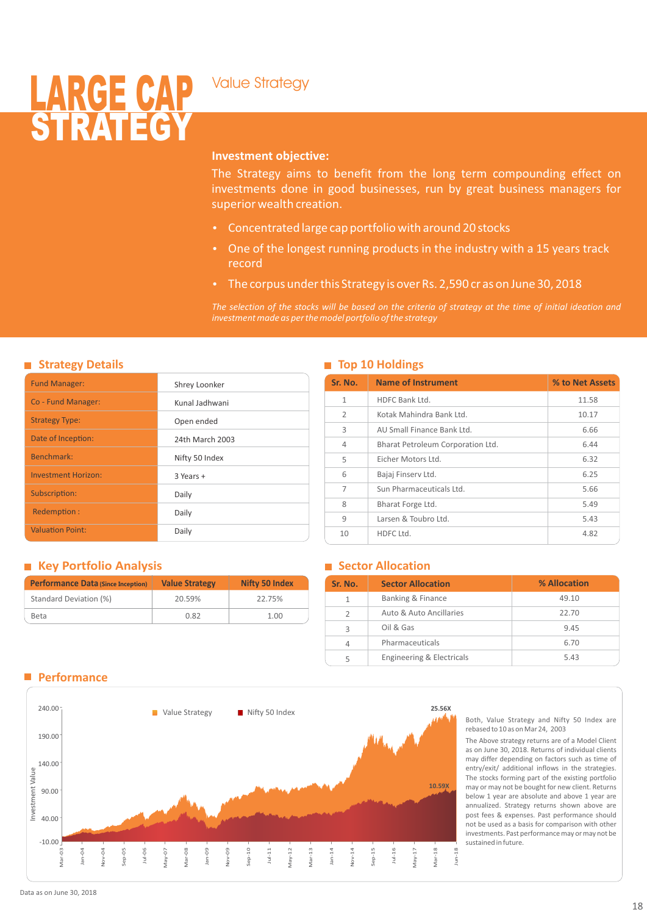# LARGE CAP STRATEGY

## Value Strategy

**Investment objective:**

The Strategy aims to benefit from the long term compounding effect on investments done in good businesses, run by great business managers for superior wealth creation.

- Concentrated large cap portfolio with around 20 stocks
- One of the longest running products in the industry with a 15 years track record
- The corpus under this Strategy is over Rs. 2,590 cr as on June 30, 2018

*The selection of the stocks will be based on the criteria of strategy at the time of initial ideation and investment made as per the model portfolio of the strategy*

### Strategy Details

| | |
|---|---|
| Fund Manager: | Shrey Loonker |
| Co - Fund Manager: | Kunal Jadhwani |
| Strategy Type: | Open ended |
| Date of Inception: | 24th March 2003 |
| Benchmark: | Nifty 50 Index |
| Investment Horizon: | 3 Years + |
| Subscription: | Daily |
| Redemption : | Daily |
| Valuation Point: | Daily |

### Top 10 Holdings

| Sr. No. | Name of Instrument | % to Net Assets |
|---|---|---|
| 1 | HDFC Bank Ltd. | 11.58 |
| 2 | Kotak Mahindra Bank Ltd. | 10.17 |
| 3 | AU Small Finance Bank Ltd. | 6.66 |
| 4 | Bharat Petroleum Corporation Ltd. | 6.44 |
| 5 | Eicher Motors Ltd. | 6.32 |
| 6 | Bajaj Finserv Ltd. | 6.25 |
| 7 | Sun Pharmaceuticals Ltd. | 5.66 |
| 8 | Bharat Forge Ltd. | 5.49 |
| 9 | Larsen & Toubro Ltd. | 5.43 |
| 10 | HDFC Ltd. | 4.82 |

### Key Portfolio Analysis

| Performance Data (Since Inception) | Value Strategy | Nifty 50 Index |
|---|---|---|
| Standard Deviation (%) | 20.59% | 22.75% |
| Beta | 0.82 | 1.00 |

### Sector Allocation

| Sr. No. | Sector Allocation | % Allocation |
|---|---|---|
| 1 | Banking & Finance | 49.10 |
| 2 | Auto & Auto Ancillaries | 22.70 |
| 3 | Oil & Gas | 9.45 |
| 4 | Pharmaceuticals | 6.70 |
| 5 | Engineering & Electricals | 5.43 |

### Performance

Value Strategy: 25.56X; Nifty 50 Index: 10.59X (Investment Value, Mar-03 to Jun-18)

Both, Value Strategy and Nifty 50 Index are rebased to 10 as on Mar 24, 2003

The Above strategy returns are of a Model Client as on June 30, 2018. Returns of individual clients may differ depending on factors such as time of entry/exit/ additional inflows in the strategies. The stocks forming part of the existing portfolio may or may not be bought for new client. Returns below 1 year are absolute and above 1 year are annualized. Strategy returns shown above are post fees & expenses. Past performance should not be used as a basis for comparison with other investments. Past performance may or may not be sustained in future.

Data as on June 30, 2018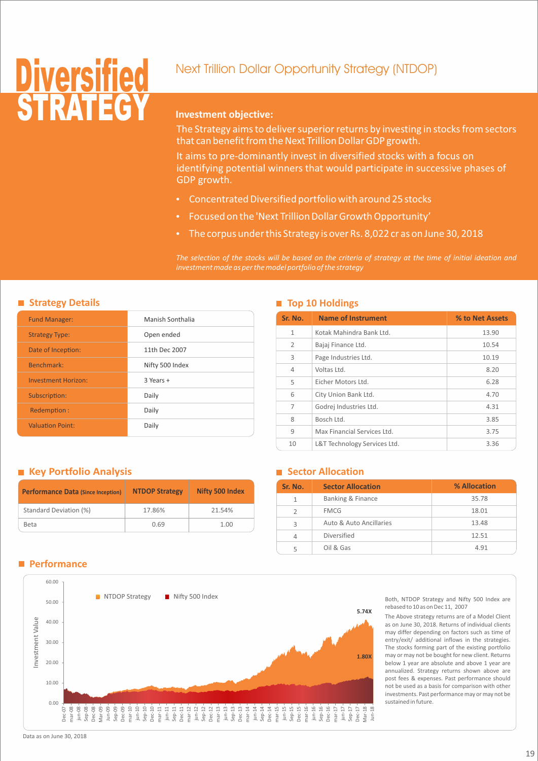# Diversified STRATEGY

## Next Trillion Dollar Opportunity Strategy (NTDOP)

**Investment objective:**

The Strategy aims to deliver superior returns by investing in stocks from sectors that can benefit from the Next Trillion Dollar GDP growth.

It aims to pre-dominantly invest in diversified stocks with a focus on identifying potential winners that would participate in successive phases of GDP growth.

- Concentrated Diversified portfolio with around 25 stocks
- Focused on the 'Next Trillion Dollar Growth Opportunity'
- The corpus under this Strategy is over Rs. 8,022 cr as on June 30, 2018

*The selection of the stocks will be based on the criteria of strategy at the time of initial ideation and investment made as per the model portfolio of the strategy*

### Strategy Details

| | |
|---|---|
| Fund Manager: | Manish Sonthalia |
| Strategy Type: | Open ended |
| Date of Inception: | 11th Dec 2007 |
| Benchmark: | Nifty 500 Index |
| Investment Horizon: | 3 Years + |
| Subscription: | Daily |
| Redemption : | Daily |
| Valuation Point: | Daily |

### Top 10 Holdings

| Sr. No. | Name of Instrument | % to Net Assets |
|---|---|---|
| 1 | Kotak Mahindra Bank Ltd. | 13.90 |
| 2 | Bajaj Finance Ltd. | 10.54 |
| 3 | Page Industries Ltd. | 10.19 |
| 4 | Voltas Ltd. | 8.20 |
| 5 | Eicher Motors Ltd. | 6.28 |
| 6 | City Union Bank Ltd. | 4.70 |
| 7 | Godrej Industries Ltd. | 4.31 |
| 8 | Bosch Ltd. | 3.85 |
| 9 | Max Financial Services Ltd. | 3.75 |
| 10 | L&T Technology Services Ltd. | 3.36 |

### Key Portfolio Analysis

| Performance Data (Since Inception) | NTDOP Strategy | Nifty 500 Index |
|---|---|---|
| Standard Deviation (%) | 17.86% | 21.54% |
| Beta | 0.69 | 1.00 |

### Sector Allocation

| Sr. No. | Sector Allocation | % Allocation |
|---|---|---|
| 1 | Banking & Finance | 35.78 |
| 2 | FMCG | 18.01 |
| 3 | Auto & Auto Ancillaries | 13.48 |
| 4 | Diversified | 12.51 |
| 5 | Oil & Gas | 4.91 |

### Performance

Both, NTDOP Strategy and Nifty 500 Index are rebased to 10 as on Dec 11, 2007

The Above strategy returns are of a Model Client as on June 30, 2018. Returns of individual clients may differ depending on factors such as time of entry/exit/ additional inflows in the strategies. The stocks forming part of the existing portfolio may or may not be bought for new client. Returns below 1 year are absolute and above 1 year are annualized. Strategy returns shown above are post fees & expenses. Past performance should not be used as a basis for comparison with other investments. Past performance may or may not be sustained in future.

Data as on June 30, 2018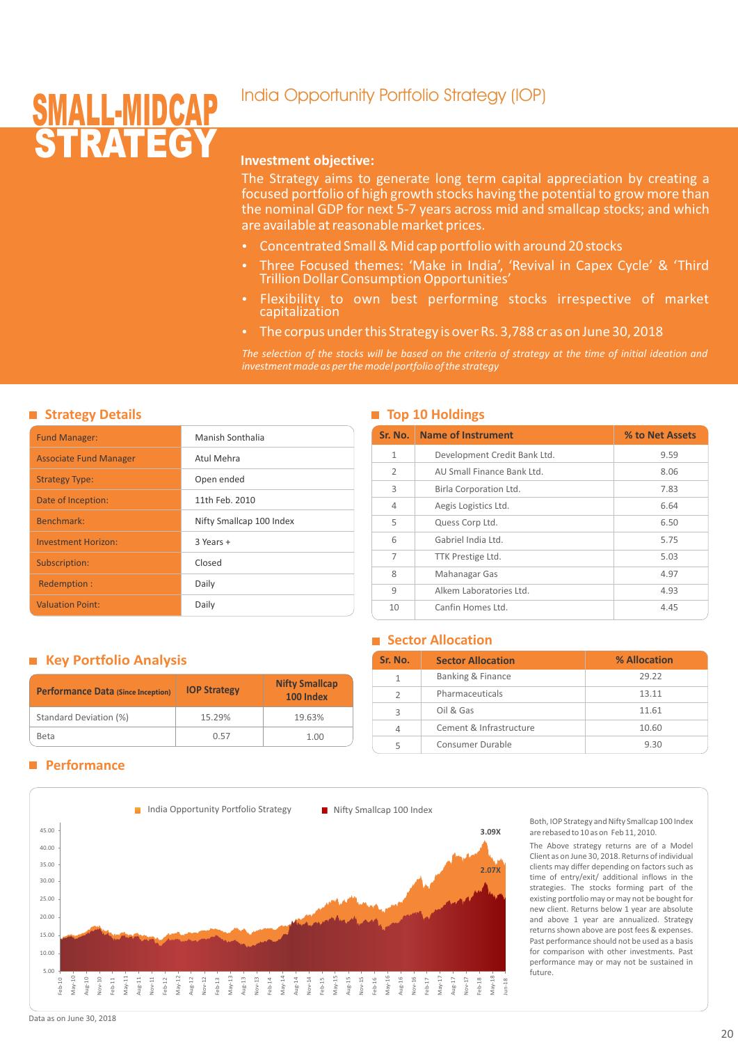# SMALL-MIDCAP STRATEGY

## India Opportunity Portfolio Strategy (IOP)

**Investment objective:**

The Strategy aims to generate long term capital appreciation by creating a focused portfolio of high growth stocks having the potential to grow more than the nominal GDP for next 5-7 years across mid and smallcap stocks; and which are available at reasonable market prices.

- Concentrated Small & Mid cap portfolio with around 20 stocks
- Three Focused themes: 'Make in India', 'Revival in Capex Cycle' & 'Third Trillion Dollar Consumption Opportunities'
- Flexibility to own best performing stocks irrespective of market capitalization
- The corpus under this Strategy is over Rs. 3,788 cr as on June 30, 2018

*The selection of the stocks will be based on the criteria of strategy at the time of initial ideation and investment made as per the model portfolio of the strategy*

### Strategy Details

| | |
|---|---|
| Fund Manager: | Manish Sonthalia |
| Associate Fund Manager | Atul Mehra |
| Strategy Type: | Open ended |
| Date of Inception: | 11th Feb. 2010 |
| Benchmark: | Nifty Smallcap 100 Index |
| Investment Horizon: | 3 Years + |
| Subscription: | Closed |
| Redemption : | Daily |
| Valuation Point: | Daily |

### Top 10 Holdings

| Sr. No. | Name of Instrument | % to Net Assets |
|---|---|---|
| 1 | Development Credit Bank Ltd. | 9.59 |
| 2 | AU Small Finance Bank Ltd. | 8.06 |
| 3 | Birla Corporation Ltd. | 7.83 |
| 4 | Aegis Logistics Ltd. | 6.64 |
| 5 | Quess Corp Ltd. | 6.50 |
| 6 | Gabriel India Ltd. | 5.75 |
| 7 | TTK Prestige Ltd. | 5.03 |
| 8 | Mahanagar Gas | 4.97 |
| 9 | Alkem Laboratories Ltd. | 4.93 |
| 10 | Canfin Homes Ltd. | 4.45 |

### Key Portfolio Analysis

| Performance Data (Since Inception) | IOP Strategy | Nifty Smallcap 100 Index |
|---|---|---|
| Standard Deviation (%) | 15.29% | 19.63% |
| Beta | 0.57 | 1.00 |

### Sector Allocation

| Sr. No. | Sector Allocation | % Allocation |
|---|---|---|
| 1 | Banking & Finance | 29.22 |
| 2 | Pharmaceuticals | 13.11 |
| 3 | Oil & Gas | 11.61 |
| 4 | Cement & Infrastructure | 10.60 |
| 5 | Consumer Durable | 9.30 |

### Performance

India Opportunity Portfolio Strategy: 3.09X; Nifty Smallcap 100 Index: 2.07X

Both, IOP Strategy and Nifty Smallcap 100 Index are rebased to 10 as on Feb 11, 2010.

The Above strategy returns are of a Model Client as on June 30, 2018. Returns of individual clients may differ depending on factors such as time of entry/exit/ additional inflows in the strategies. The stocks forming part of the existing portfolio may or may not be bought for new client. Returns below 1 year are absolute and above 1 year are annualized. Strategy returns shown above are post fees & expenses. Past performance should not be used as a basis for comparison with other investments. Past performance may or may not be sustained in future.

Data as on June 30, 2018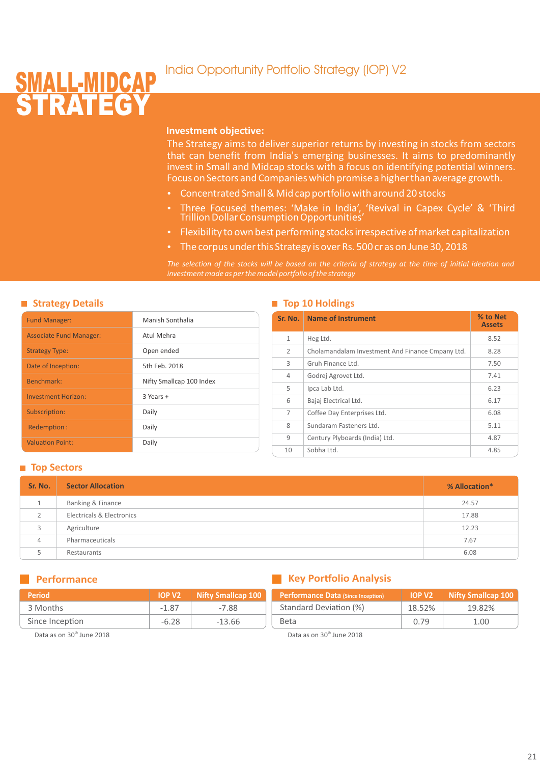# SMALL-MIDCAP STRATEGY

## India Opportunity Portfolio Strategy (IOP) V2

**Investment objective:**

The Strategy aims to deliver superior returns by investing in stocks from sectors that can benefit from India's emerging businesses. It aims to predominantly invest in Small and Midcap stocks with a focus on identifying potential winners. Focus on Sectors and Companies which promise a higher than average growth.

- Concentrated Small & Mid cap portfolio with around 20 stocks
- Three Focused themes: 'Make in India', 'Revival in Capex Cycle' & 'Third Trillion Dollar Consumption Opportunities'
- Flexibility to own best performing stocks irrespective of market capitalization
- The corpus under this Strategy is over Rs. 500 cr as on June 30, 2018

*The selection of the stocks will be based on the criteria of strategy at the time of initial ideation and investment made as per the model portfolio of the strategy*

### Strategy Details

| | |
|---|---|
| Fund Manager: | Manish Sonthalia |
| Associate Fund Manager: | Atul Mehra |
| Strategy Type: | Open ended |
| Date of Inception: | 5th Feb. 2018 |
| Benchmark: | Nifty Smallcap 100 Index |
| Investment Horizon: | 3 Years + |
| Subscription: | Daily |
| Redemption : | Daily |
| Valuation Point: | Daily |

### Top 10 Holdings

| Sr. No. | Name of Instrument | % to Net Assets |
|---|---|---|
| 1 | Heg Ltd. | 8.52 |
| 2 | Cholamandalam Investment And Finance Cmpany Ltd. | 8.28 |
| 3 | Gruh Finance Ltd. | 7.50 |
| 4 | Godrej Agrovet Ltd. | 7.41 |
| 5 | Ipca Lab Ltd. | 6.23 |
| 6 | Bajaj Electrical Ltd. | 6.17 |
| 7 | Coffee Day Enterprises Ltd. | 6.08 |
| 8 | Sundaram Fasteners Ltd. | 5.11 |
| 9 | Century Plyboards (India) Ltd. | 4.87 |
| 10 | Sobha Ltd. | 4.85 |

### Top Sectors

| Sr. No. | Sector Allocation | % Allocation* |
|---|---|---|
| 1 | Banking & Finance | 24.57 |
| 2 | Electricals & Electronics | 17.88 |
| 3 | Agriculture | 12.23 |
| 4 | Pharmaceuticals | 7.67 |
| 5 | Restaurants | 6.08 |

### Performance

| Period | IOP V2 | Nifty Smallcap 100 |
|---|---|---|
| 3 Months | -1.87 | -7.88 |
| Since Inception | -6.28 | -13.66 |

Data as on 30th June 2018

### Key Portfolio Analysis

| Performance Data (Since Inception) | IOP V2 | Nifty Smallcap 100 |
|---|---|---|
| Standard Deviation (%) | 18.52% | 19.82% |
| Beta | 0.79 | 1.00 |

Data as on 30th June 2018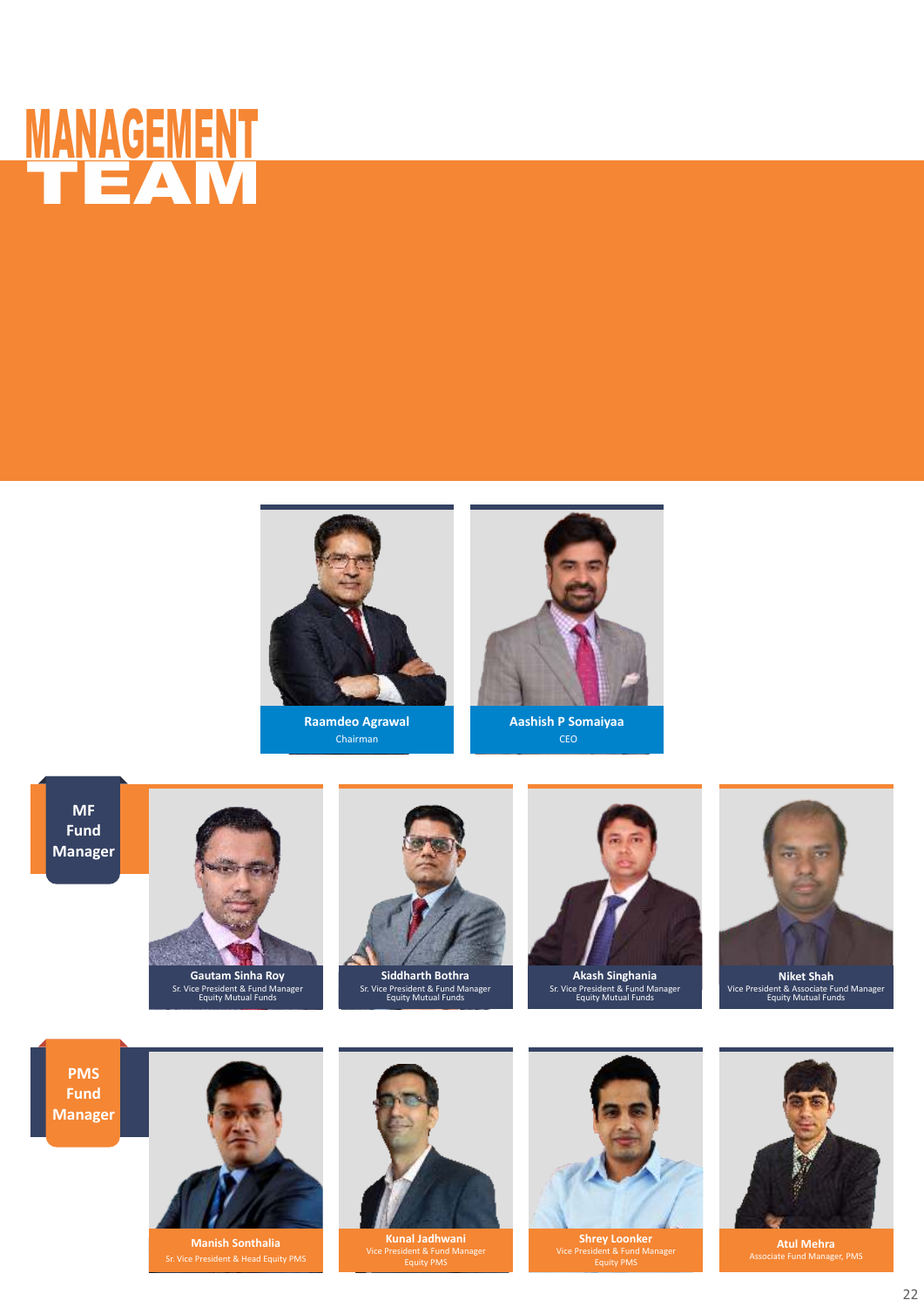# MANAGEMENT TEAM

**Raamdeo Agrawal**
Chairman

**Aashish P Somaiyaa**
CEO

## MF Fund Manager

**Gautam Sinha Roy**
Sr. Vice President & Fund Manager
Equity Mutual Funds

**Siddharth Bothra**
Sr. Vice President & Fund Manager
Equity Mutual Funds

**Akash Singhania**
Sr. Vice President & Fund Manager
Equity Mutual Funds

**Niket Shah**
Vice President & Associate Fund Manager
Equity Mutual Funds

## PMS Fund Manager

**Manish Sonthalia**
Sr. Vice President & Head Equity PMS

**Kunal Jadhwani**
Vice President & Fund Manager
Equity PMS

**Shrey Loonker**
Vice President & Fund Manager
Equity PMS

**Atul Mehra**
Associate Fund Manager, PMS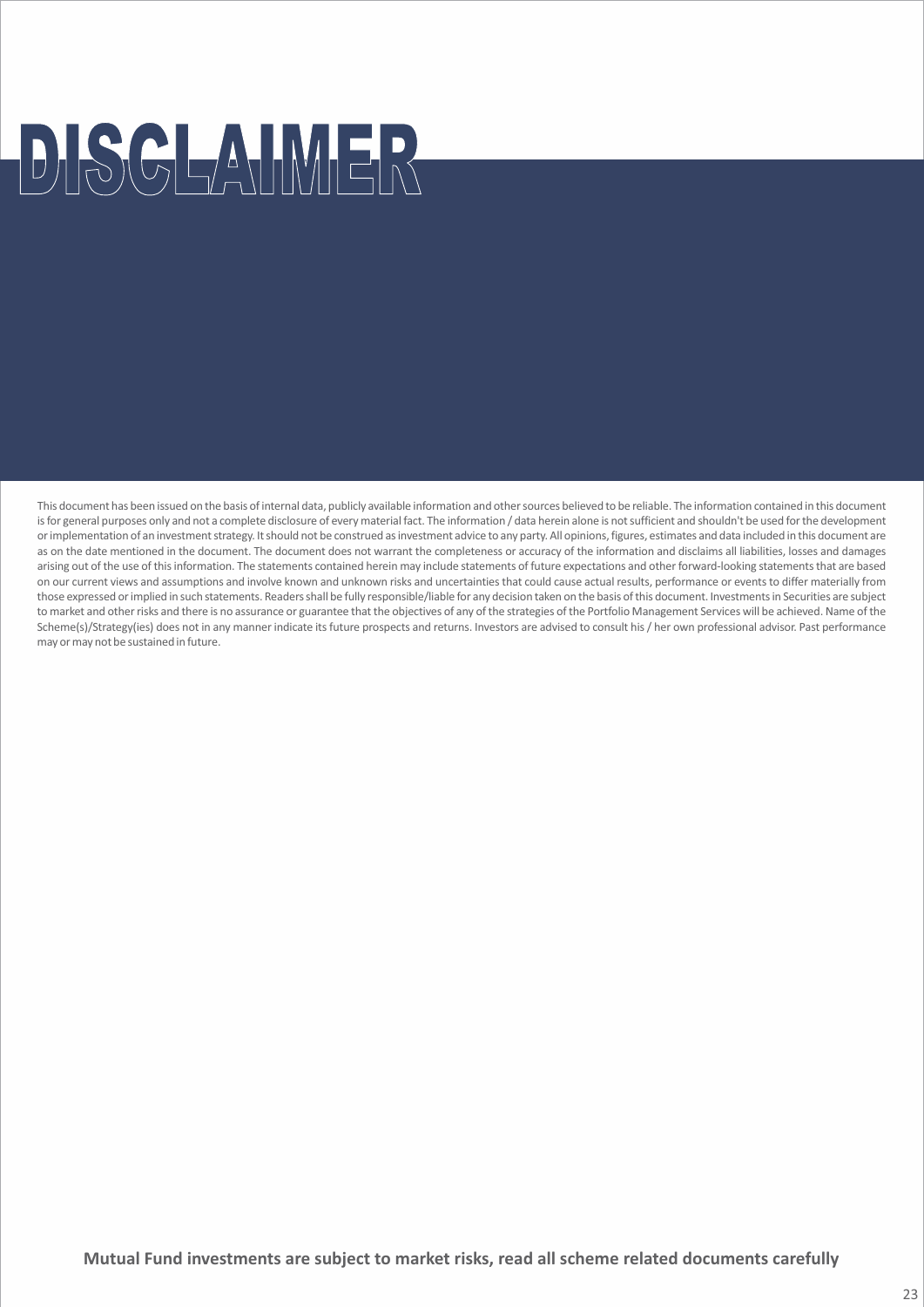# DISCLAIMER

This document has been issued on the basis of internal data, publicly available information and other sources believed to be reliable. The information contained in this document is for general purposes only and not a complete disclosure of every material fact. The information / data herein alone is not sufficient and shouldn't be used for the development or implementation of an investment strategy. It should not be construed as investment advice to any party. All opinions, figures, estimates and data included in this document are as on the date mentioned in the document. The document does not warrant the completeness or accuracy of the information and disclaims all liabilities, losses and damages arising out of the use of this information. The statements contained herein may include statements of future expectations and other forward-looking statements that are based on our current views and assumptions and involve known and unknown risks and uncertainties that could cause actual results, performance or events to differ materially from those expressed or implied in such statements. Readers shall be fully responsible/liable for any decision taken on the basis of this document. Investments in Securities are subject to market and other risks and there is no assurance or guarantee that the objectives of any of the strategies of the Portfolio Management Services will be achieved. Name of the Scheme(s)/Strategy(ies) does not in any manner indicate its future prospects and returns. Investors are advised to consult his / her own professional advisor. Past performance may or may not be sustained in future.

**Mutual Fund investments are subject to market risks, read all scheme related documents carefully**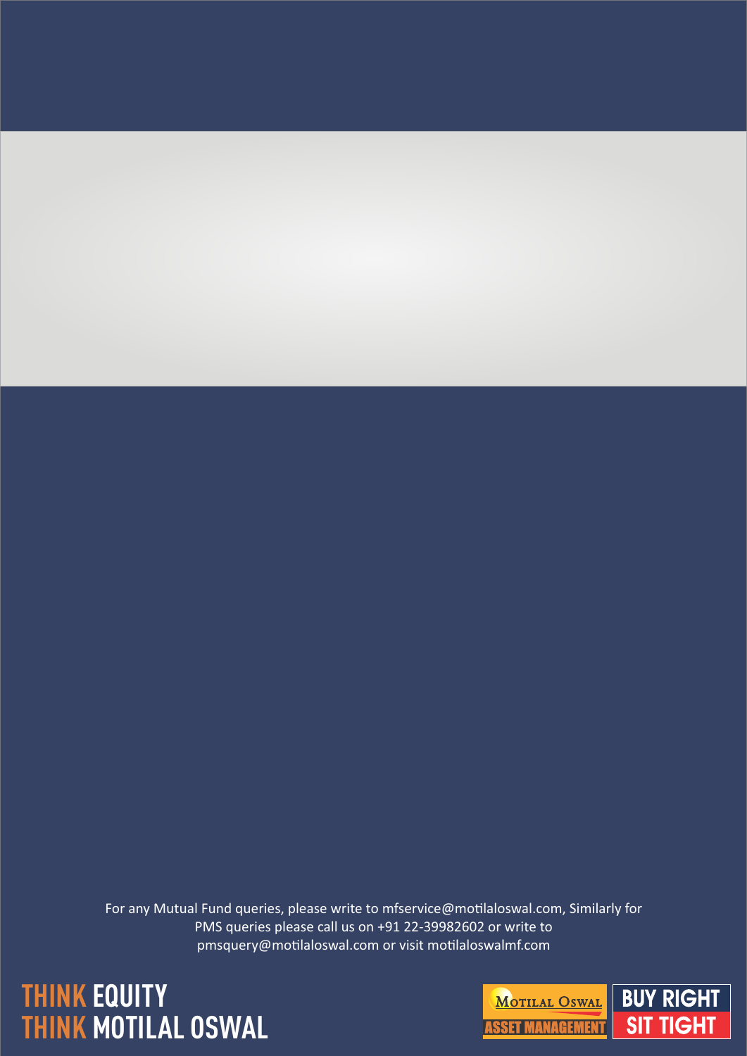For any Mutual Fund queries, please write to mfservice@motilaloswal.com, Similarly for PMS queries please call us on +91 22-39982602 or write to pmsquery@motilaloswal.com or visit motilaloswalmf.com

THINK EQUITY
THINK MOTILAL OSWAL

MOTILAL OSWAL
ASSET MANAGEMENT

BUY RIGHT
SIT TIGHT